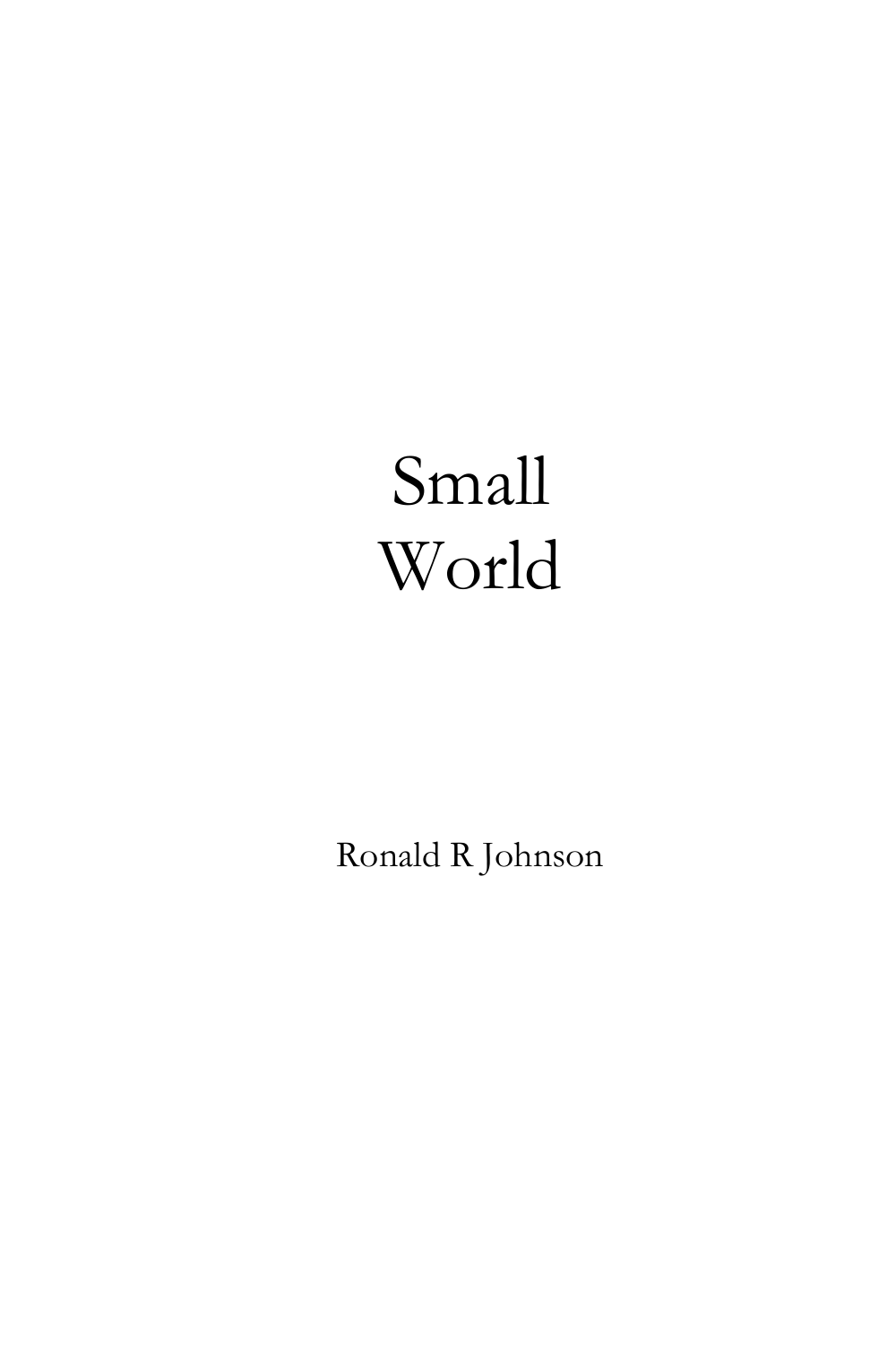# Small World

Ronald R Johnson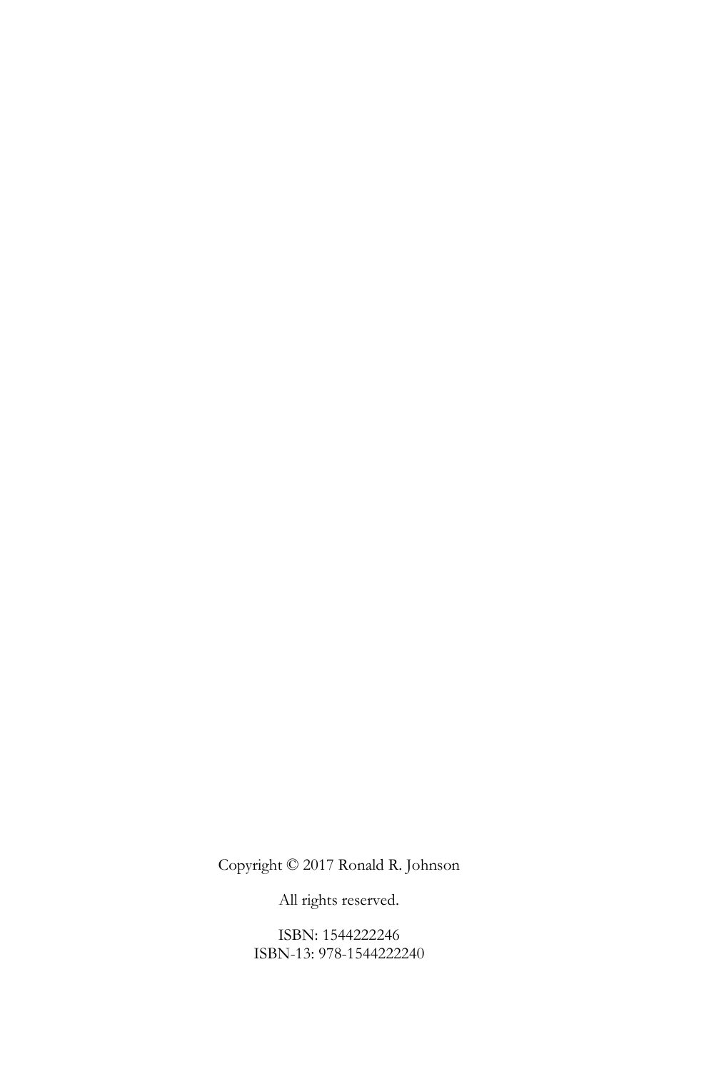Copyright © 2017 Ronald R. Johnson

All rights reserved.

ISBN: 1544222246
ISBN-13: 978-1544222240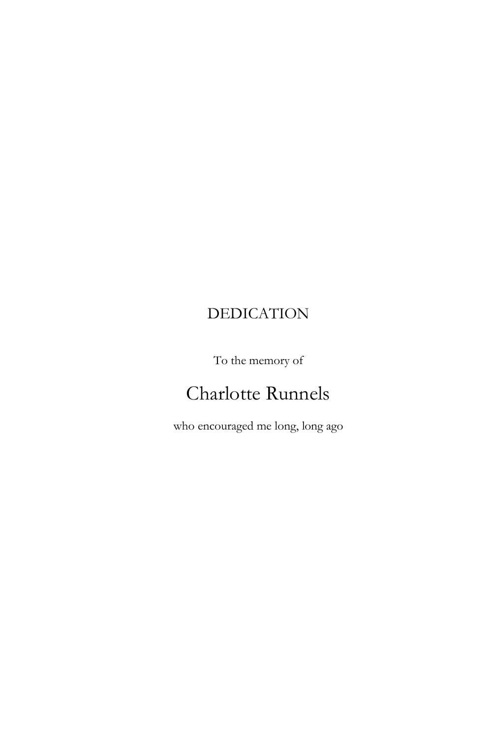# DEDICATION

To the memory of

Charlotte Runnels

who encouraged me long, long ago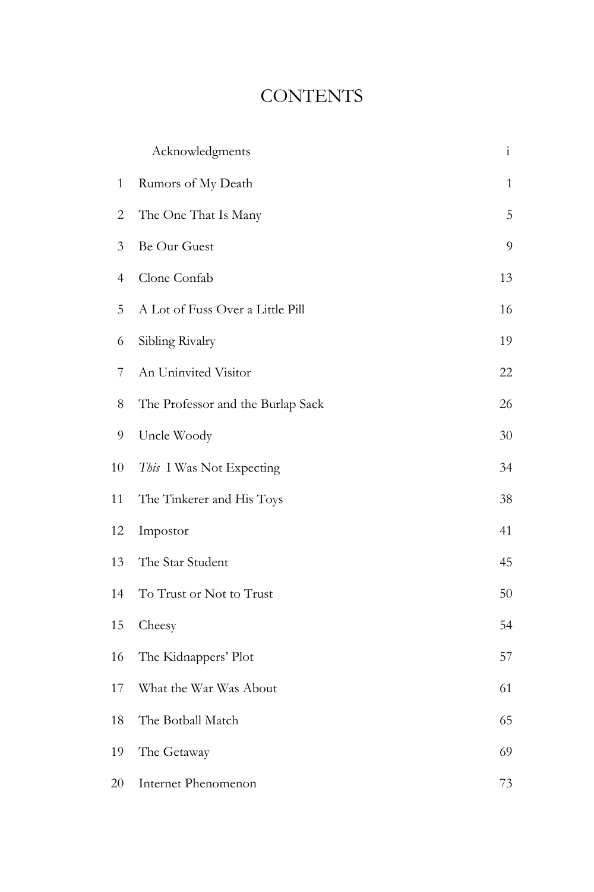# CONTENTS

| | | |
|---|---|---|
| | Acknowledgments | i |
| 1 | Rumors of My Death | 1 |
| 2 | The One That Is Many | 5 |
| 3 | Be Our Guest | 9 |
| 4 | Clone Confab | 13 |
| 5 | A Lot of Fuss Over a Little Pill | 16 |
| 6 | Sibling Rivalry | 19 |
| 7 | An Uninvited Visitor | 22 |
| 8 | The Professor and the Burlap Sack | 26 |
| 9 | Uncle Woody | 30 |
| 10 | *This* I Was Not Expecting | 34 |
| 11 | The Tinkerer and His Toys | 38 |
| 12 | Impostor | 41 |
| 13 | The Star Student | 45 |
| 14 | To Trust or Not to Trust | 50 |
| 15 | Cheesy | 54 |
| 16 | The Kidnappers' Plot | 57 |
| 17 | What the War Was About | 61 |
| 18 | The Botball Match | 65 |
| 19 | The Getaway | 69 |
| 20 | Internet Phenomenon | 73 |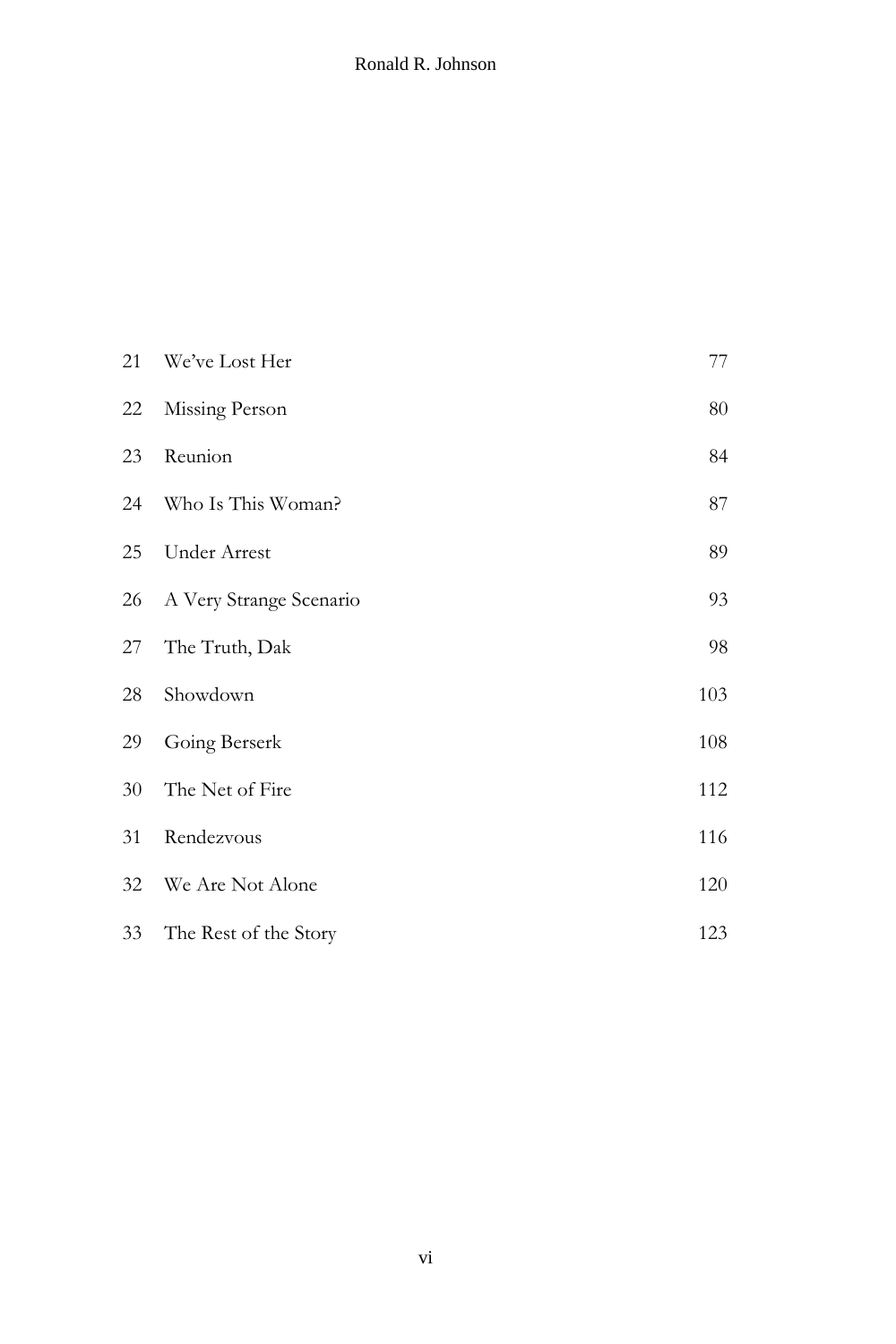| | | |
|---|---|---|
| 21 | We've Lost Her | 77 |
| 22 | Missing Person | 80 |
| 23 | Reunion | 84 |
| 24 | Who Is This Woman? | 87 |
| 25 | Under Arrest | 89 |
| 26 | A Very Strange Scenario | 93 |
| 27 | The Truth, Dak | 98 |
| 28 | Showdown | 103 |
| 29 | Going Berserk | 108 |
| 30 | The Net of Fire | 112 |
| 31 | Rendezvous | 116 |
| 32 | We Are Not Alone | 120 |
| 33 | The Rest of the Story | 123 |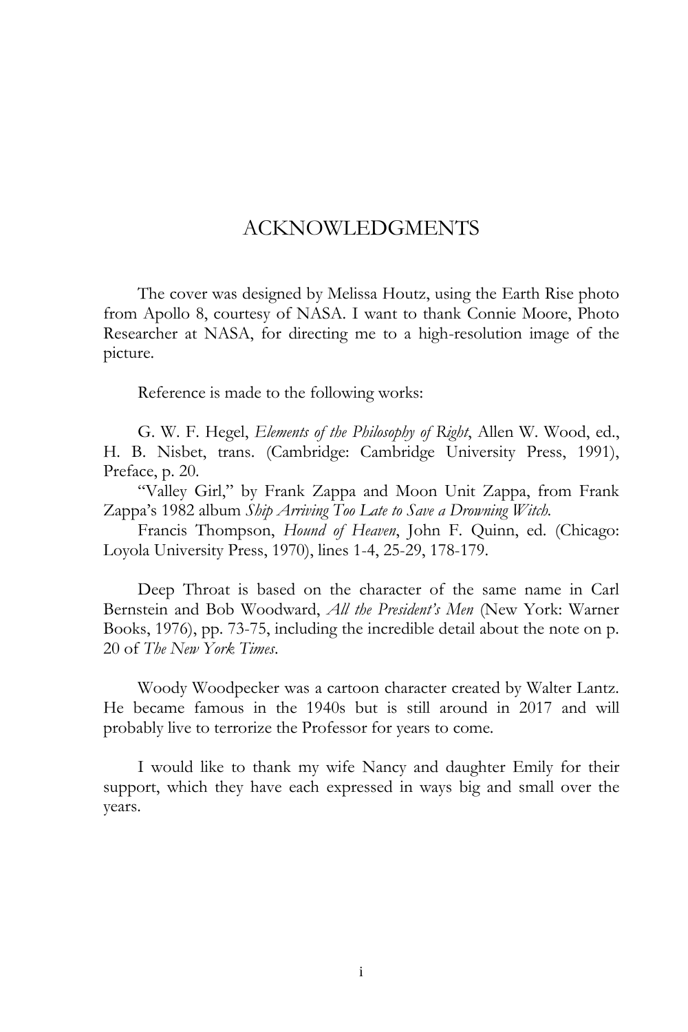# ACKNOWLEDGMENTS

The cover was designed by Melissa Houtz, using the Earth Rise photo from Apollo 8, courtesy of NASA. I want to thank Connie Moore, Photo Researcher at NASA, for directing me to a high-resolution image of the picture.

Reference is made to the following works:

G. W. F. Hegel, *Elements of the Philosophy of Right*, Allen W. Wood, ed., H. B. Nisbet, trans. (Cambridge: Cambridge University Press, 1991), Preface, p. 20.

"Valley Girl," by Frank Zappa and Moon Unit Zappa, from Frank Zappa's 1982 album *Ship Arriving Too Late to Save a Drowning Witch.*

Francis Thompson, *Hound of Heaven*, John F. Quinn, ed. (Chicago: Loyola University Press, 1970), lines 1-4, 25-29, 178-179.

Deep Throat is based on the character of the same name in Carl Bernstein and Bob Woodward, *All the President's Men* (New York: Warner Books, 1976), pp. 73-75, including the incredible detail about the note on p. 20 of *The New York Times*.

Woody Woodpecker was a cartoon character created by Walter Lantz. He became famous in the 1940s but is still around in 2017 and will probably live to terrorize the Professor for years to come.

I would like to thank my wife Nancy and daughter Emily for their support, which they have each expressed in ways big and small over the years.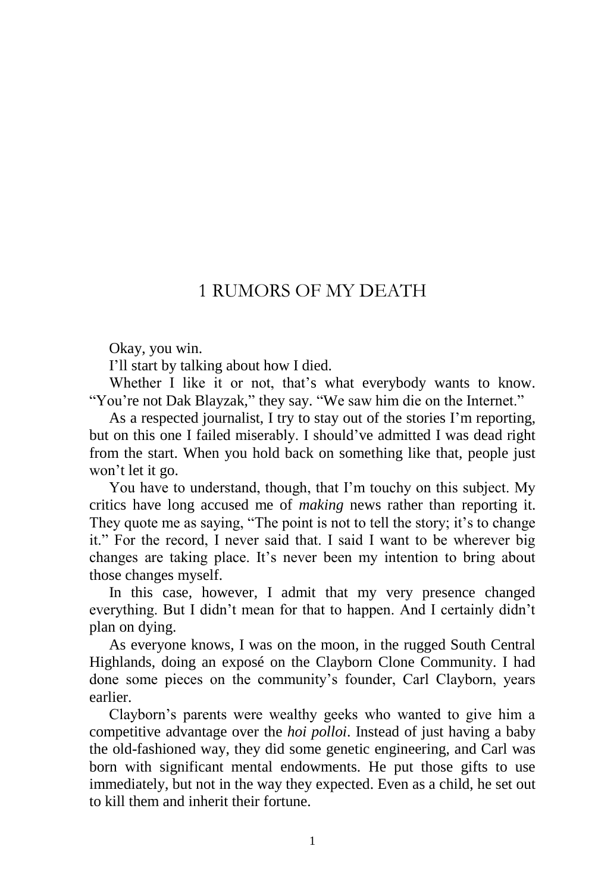# 1 RUMORS OF MY DEATH

Okay, you win.

I'll start by talking about how I died.

Whether I like it or not, that's what everybody wants to know. "You're not Dak Blayzak," they say. "We saw him die on the Internet."

As a respected journalist, I try to stay out of the stories I'm reporting, but on this one I failed miserably. I should've admitted I was dead right from the start. When you hold back on something like that, people just won't let it go.

You have to understand, though, that I'm touchy on this subject. My critics have long accused me of *making* news rather than reporting it. They quote me as saying, "The point is not to tell the story; it's to change it." For the record, I never said that. I said I want to be wherever big changes are taking place. It's never been my intention to bring about those changes myself.

In this case, however, I admit that my very presence changed everything. But I didn't mean for that to happen. And I certainly didn't plan on dying.

As everyone knows, I was on the moon, in the rugged South Central Highlands, doing an exposé on the Clayborn Clone Community. I had done some pieces on the community's founder, Carl Clayborn, years earlier.

Clayborn's parents were wealthy geeks who wanted to give him a competitive advantage over the *hoi polloi*. Instead of just having a baby the old-fashioned way, they did some genetic engineering, and Carl was born with significant mental endowments. He put those gifts to use immediately, but not in the way they expected. Even as a child, he set out to kill them and inherit their fortune.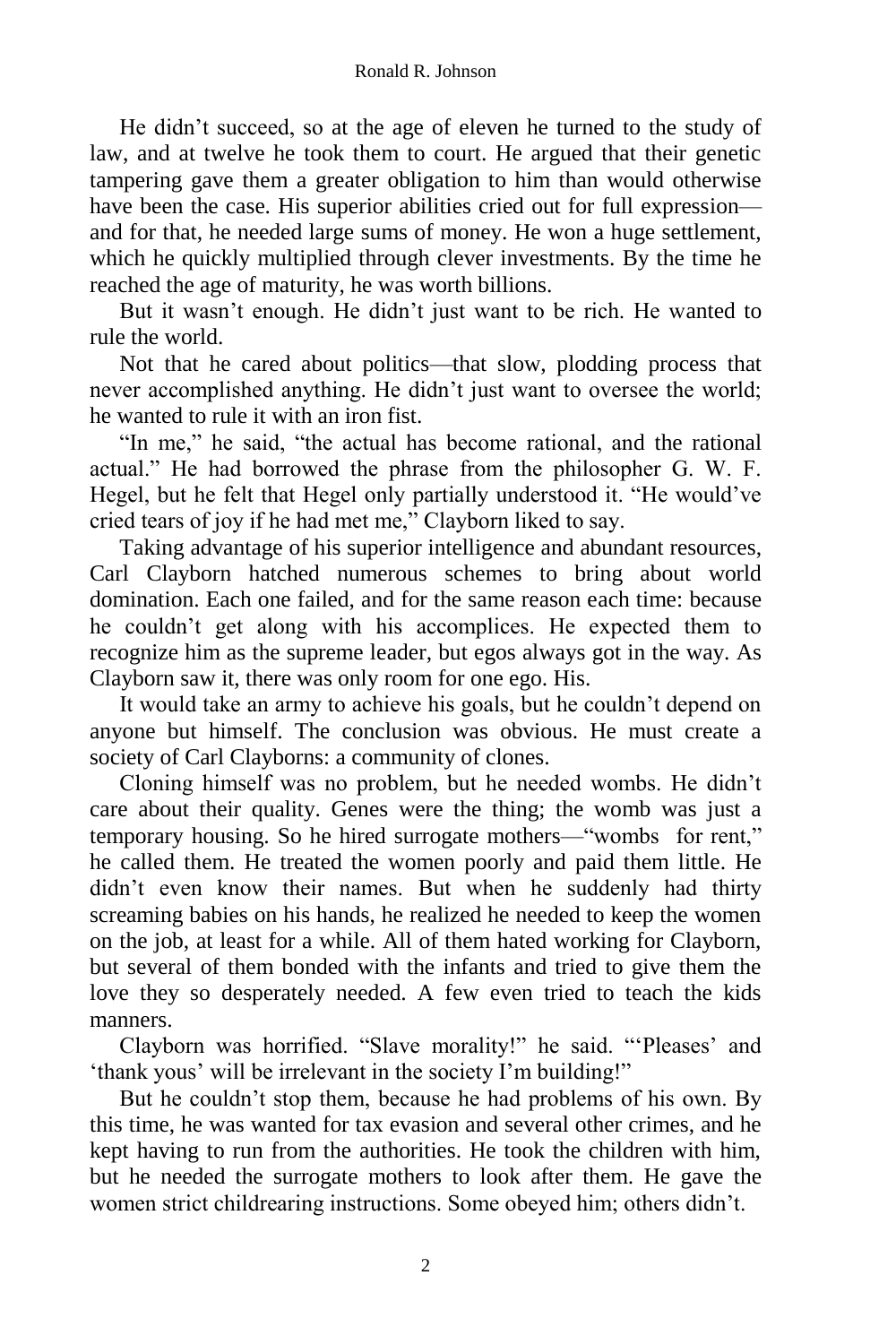He didn't succeed, so at the age of eleven he turned to the study of law, and at twelve he took them to court. He argued that their genetic tampering gave them a greater obligation to him than would otherwise have been the case. His superior abilities cried out for full expression—and for that, he needed large sums of money. He won a huge settlement, which he quickly multiplied through clever investments. By the time he reached the age of maturity, he was worth billions.

But it wasn't enough. He didn't just want to be rich. He wanted to rule the world.

Not that he cared about politics—that slow, plodding process that never accomplished anything. He didn't just want to oversee the world; he wanted to rule it with an iron fist.

"In me," he said, "the actual has become rational, and the rational actual." He had borrowed the phrase from the philosopher G. W. F. Hegel, but he felt that Hegel only partially understood it. "He would've cried tears of joy if he had met me," Clayborn liked to say.

Taking advantage of his superior intelligence and abundant resources, Carl Clayborn hatched numerous schemes to bring about world domination. Each one failed, and for the same reason each time: because he couldn't get along with his accomplices. He expected them to recognize him as the supreme leader, but egos always got in the way. As Clayborn saw it, there was only room for one ego. His.

It would take an army to achieve his goals, but he couldn't depend on anyone but himself. The conclusion was obvious. He must create a society of Carl Clayborns: a community of clones.

Cloning himself was no problem, but he needed wombs. He didn't care about their quality. Genes were the thing; the womb was just a temporary housing. So he hired surrogate mothers—"wombs for rent," he called them. He treated the women poorly and paid them little. He didn't even know their names. But when he suddenly had thirty screaming babies on his hands, he realized he needed to keep the women on the job, at least for a while. All of them hated working for Clayborn, but several of them bonded with the infants and tried to give them the love they so desperately needed. A few even tried to teach the kids manners.

Clayborn was horrified. "Slave morality!" he said. "'Pleases' and 'thank yous' will be irrelevant in the society I'm building!"

But he couldn't stop them, because he had problems of his own. By this time, he was wanted for tax evasion and several other crimes, and he kept having to run from the authorities. He took the children with him, but he needed the surrogate mothers to look after them. He gave the women strict childrearing instructions. Some obeyed him; others didn't.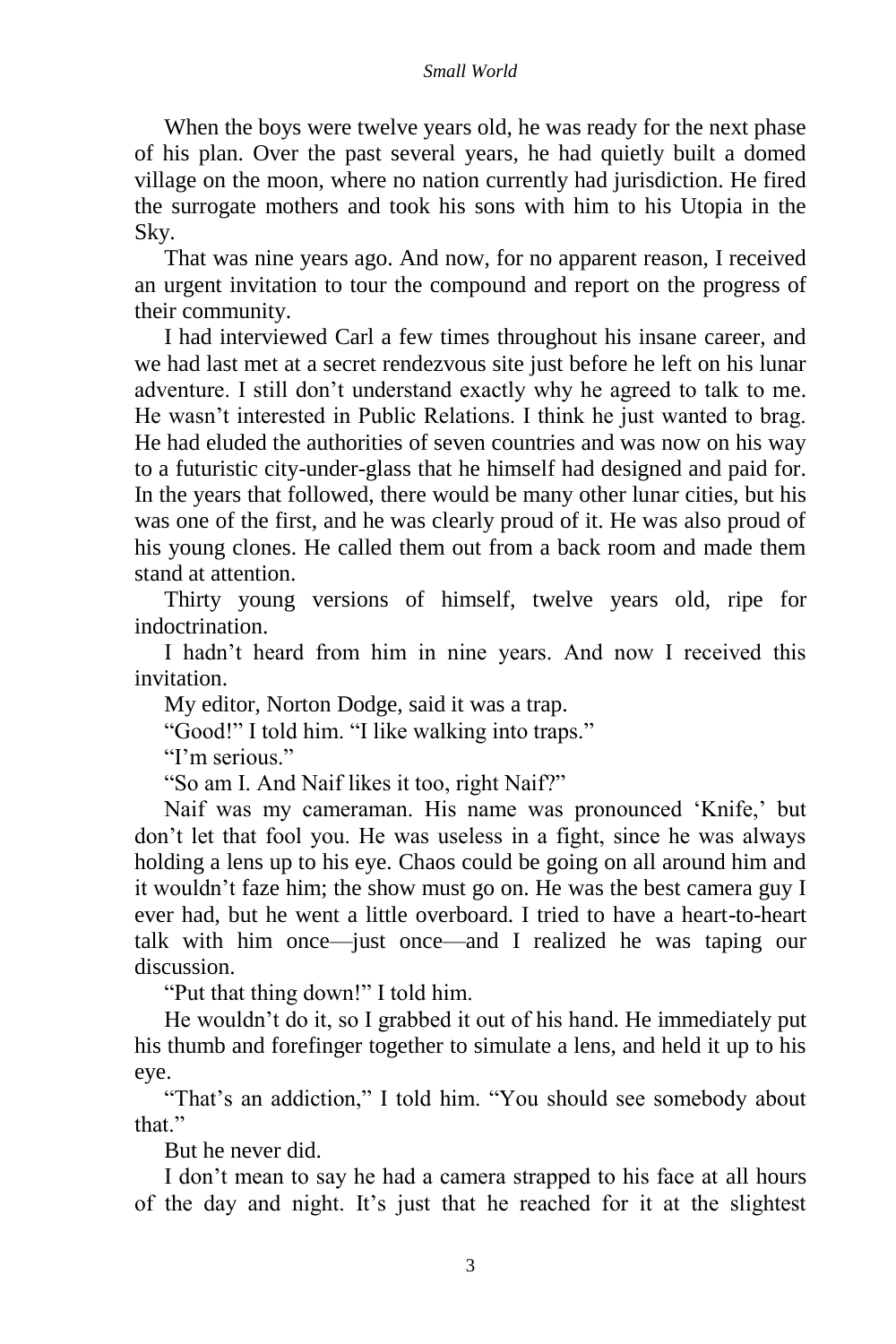When the boys were twelve years old, he was ready for the next phase of his plan. Over the past several years, he had quietly built a domed village on the moon, where no nation currently had jurisdiction. He fired the surrogate mothers and took his sons with him to his Utopia in the Sky.

That was nine years ago. And now, for no apparent reason, I received an urgent invitation to tour the compound and report on the progress of their community.

I had interviewed Carl a few times throughout his insane career, and we had last met at a secret rendezvous site just before he left on his lunar adventure. I still don't understand exactly why he agreed to talk to me. He wasn't interested in Public Relations. I think he just wanted to brag. He had eluded the authorities of seven countries and was now on his way to a futuristic city-under-glass that he himself had designed and paid for. In the years that followed, there would be many other lunar cities, but his was one of the first, and he was clearly proud of it. He was also proud of his young clones. He called them out from a back room and made them stand at attention.

Thirty young versions of himself, twelve years old, ripe for indoctrination.

I hadn't heard from him in nine years. And now I received this invitation.

My editor, Norton Dodge, said it was a trap.

"Good!" I told him. "I like walking into traps."

"I'm serious."

"So am I. And Naif likes it too, right Naif?"

Naif was my cameraman. His name was pronounced 'Knife,' but don't let that fool you. He was useless in a fight, since he was always holding a lens up to his eye. Chaos could be going on all around him and it wouldn't faze him; the show must go on. He was the best camera guy I ever had, but he went a little overboard. I tried to have a heart-to-heart talk with him once—just once—and I realized he was taping our discussion.

"Put that thing down!" I told him.

He wouldn't do it, so I grabbed it out of his hand. He immediately put his thumb and forefinger together to simulate a lens, and held it up to his eye.

"That's an addiction," I told him. "You should see somebody about that."

But he never did.

I don't mean to say he had a camera strapped to his face at all hours of the day and night. It's just that he reached for it at the slightest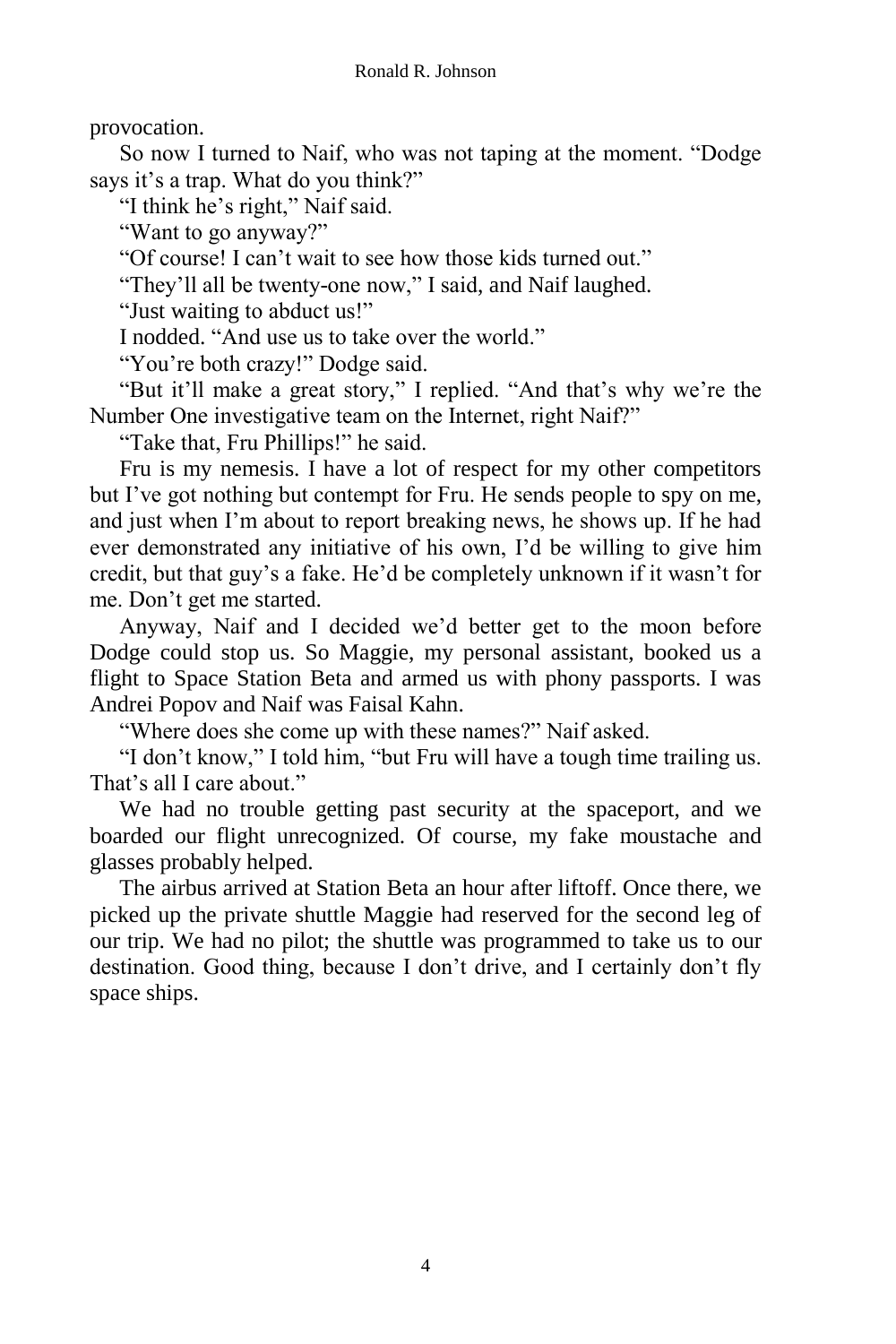provocation.

So now I turned to Naif, who was not taping at the moment. “Dodge says it’s a trap. What do you think?”

“I think he’s right,” Naif said.

“Want to go anyway?”

“Of course! I can’t wait to see how those kids turned out.”

“They’ll all be twenty-one now,” I said, and Naif laughed.

“Just waiting to abduct us!”

I nodded. “And use us to take over the world.”

“You’re both crazy!” Dodge said.

“But it’ll make a great story,” I replied. “And that’s why we’re the Number One investigative team on the Internet, right Naif?”

“Take that, Fru Phillips!” he said.

Fru is my nemesis. I have a lot of respect for my other competitors but I’ve got nothing but contempt for Fru. He sends people to spy on me, and just when I’m about to report breaking news, he shows up. If he had ever demonstrated any initiative of his own, I’d be willing to give him credit, but that guy’s a fake. He’d be completely unknown if it wasn’t for me. Don’t get me started.

Anyway, Naif and I decided we’d better get to the moon before Dodge could stop us. So Maggie, my personal assistant, booked us a flight to Space Station Beta and armed us with phony passports. I was Andrei Popov and Naif was Faisal Kahn.

“Where does she come up with these names?” Naif asked.

“I don’t know,” I told him, “but Fru will have a tough time trailing us. That’s all I care about.”

We had no trouble getting past security at the spaceport, and we boarded our flight unrecognized. Of course, my fake moustache and glasses probably helped.

The airbus arrived at Station Beta an hour after liftoff. Once there, we picked up the private shuttle Maggie had reserved for the second leg of our trip. We had no pilot; the shuttle was programmed to take us to our destination. Good thing, because I don’t drive, and I certainly don’t fly space ships.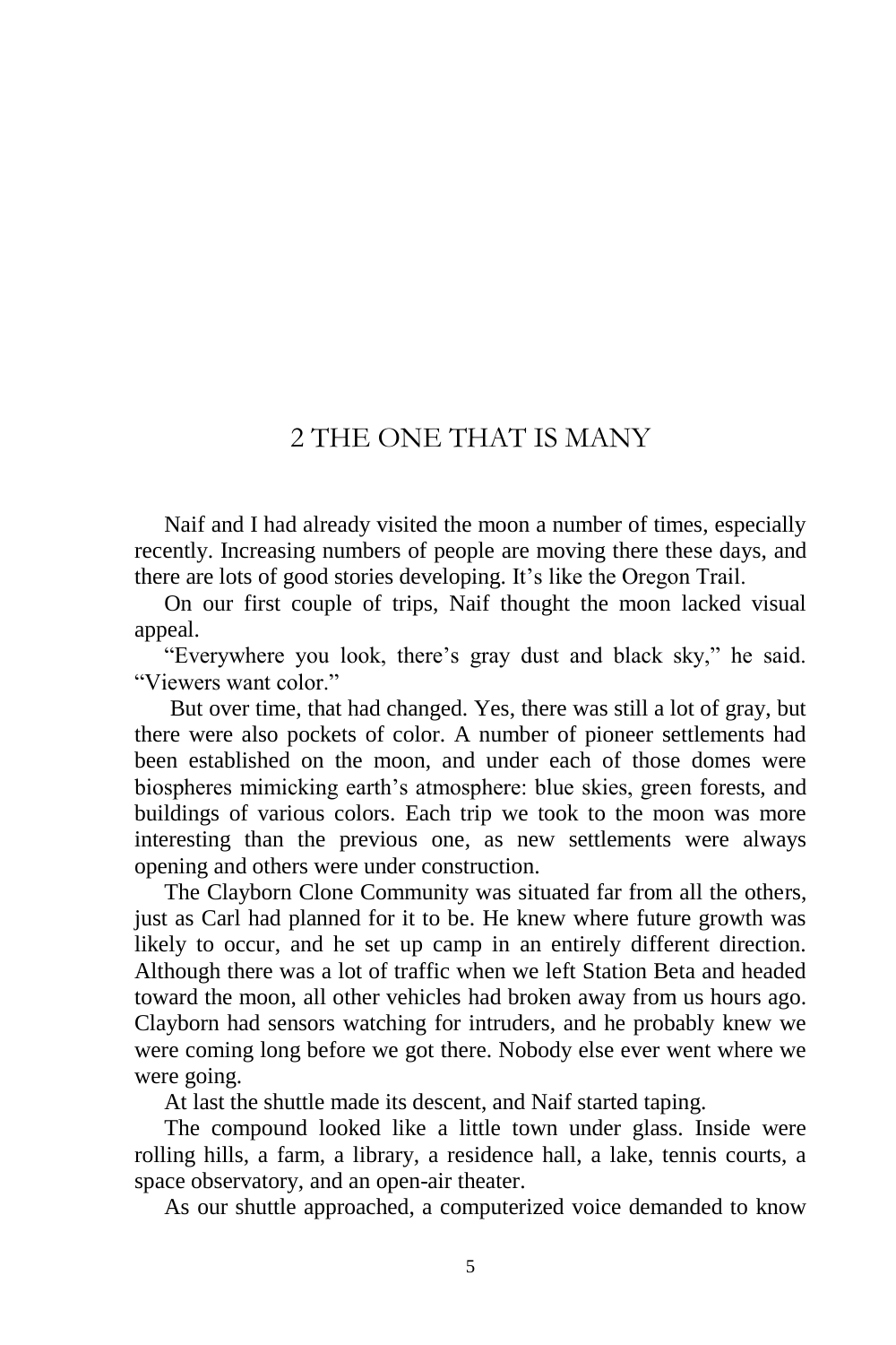# 2 THE ONE THAT IS MANY

Naif and I had already visited the moon a number of times, especially recently. Increasing numbers of people are moving there these days, and there are lots of good stories developing. It's like the Oregon Trail.

On our first couple of trips, Naif thought the moon lacked visual appeal.

"Everywhere you look, there's gray dust and black sky," he said. "Viewers want color."

But over time, that had changed. Yes, there was still a lot of gray, but there were also pockets of color. A number of pioneer settlements had been established on the moon, and under each of those domes were biospheres mimicking earth's atmosphere: blue skies, green forests, and buildings of various colors. Each trip we took to the moon was more interesting than the previous one, as new settlements were always opening and others were under construction.

The Clayborn Clone Community was situated far from all the others, just as Carl had planned for it to be. He knew where future growth was likely to occur, and he set up camp in an entirely different direction. Although there was a lot of traffic when we left Station Beta and headed toward the moon, all other vehicles had broken away from us hours ago. Clayborn had sensors watching for intruders, and he probably knew we were coming long before we got there. Nobody else ever went where we were going.

At last the shuttle made its descent, and Naif started taping.

The compound looked like a little town under glass. Inside were rolling hills, a farm, a library, a residence hall, a lake, tennis courts, a space observatory, and an open-air theater.

As our shuttle approached, a computerized voice demanded to know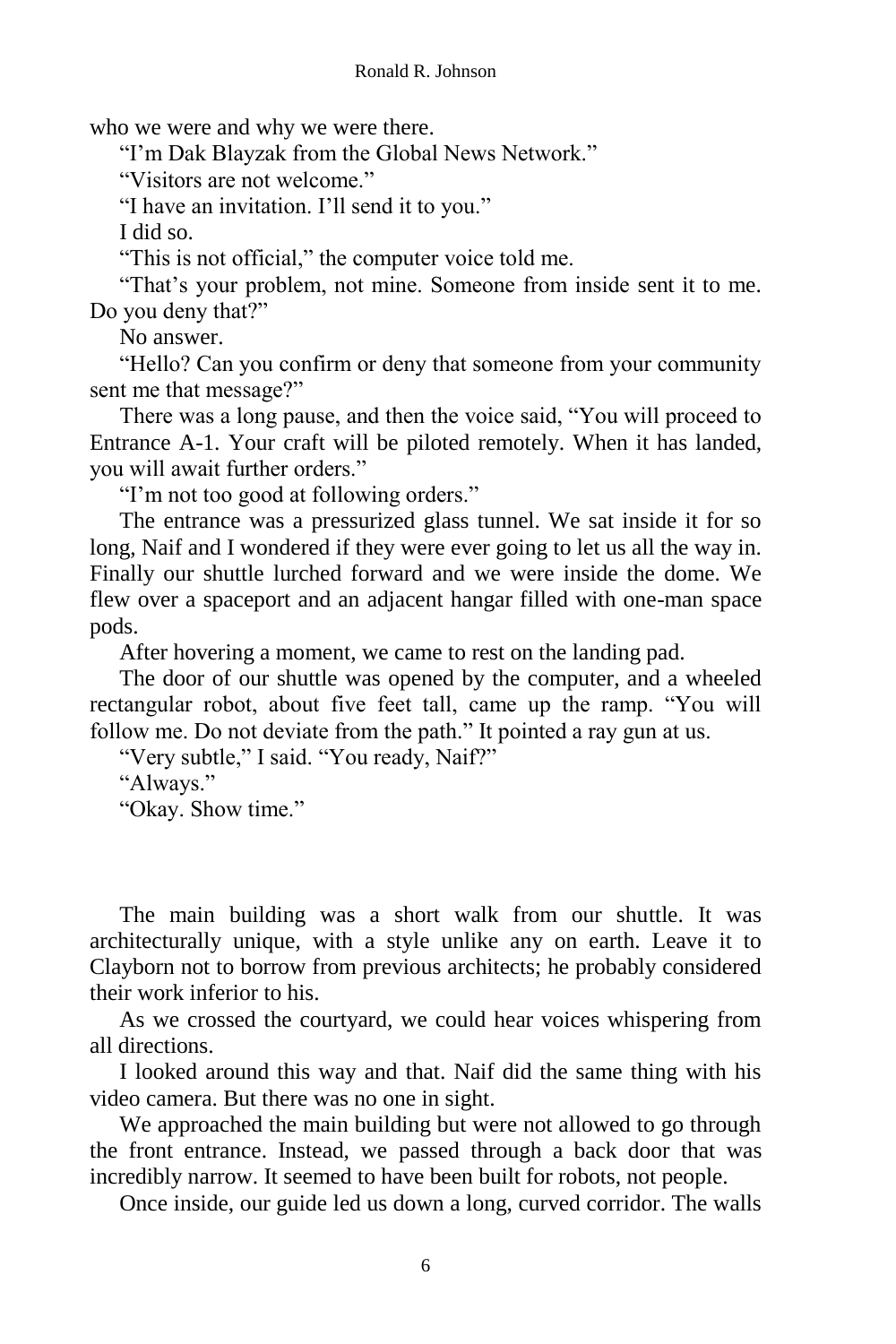who we were and why we were there.

"I'm Dak Blayzak from the Global News Network."

"Visitors are not welcome."

"I have an invitation. I'll send it to you."

I did so.

"This is not official," the computer voice told me.

"That's your problem, not mine. Someone from inside sent it to me. Do you deny that?"

No answer.

"Hello? Can you confirm or deny that someone from your community sent me that message?"

There was a long pause, and then the voice said, "You will proceed to Entrance A-1. Your craft will be piloted remotely. When it has landed, you will await further orders."

"I'm not too good at following orders."

The entrance was a pressurized glass tunnel. We sat inside it for so long, Naif and I wondered if they were ever going to let us all the way in. Finally our shuttle lurched forward and we were inside the dome. We flew over a spaceport and an adjacent hangar filled with one-man space pods.

After hovering a moment, we came to rest on the landing pad.

The door of our shuttle was opened by the computer, and a wheeled rectangular robot, about five feet tall, came up the ramp. "You will follow me. Do not deviate from the path." It pointed a ray gun at us.

"Very subtle," I said. "You ready, Naif?"

"Always."

"Okay. Show time."

The main building was a short walk from our shuttle. It was architecturally unique, with a style unlike any on earth. Leave it to Clayborn not to borrow from previous architects; he probably considered their work inferior to his.

As we crossed the courtyard, we could hear voices whispering from all directions.

I looked around this way and that. Naif did the same thing with his video camera. But there was no one in sight.

We approached the main building but were not allowed to go through the front entrance. Instead, we passed through a back door that was incredibly narrow. It seemed to have been built for robots, not people.

Once inside, our guide led us down a long, curved corridor. The walls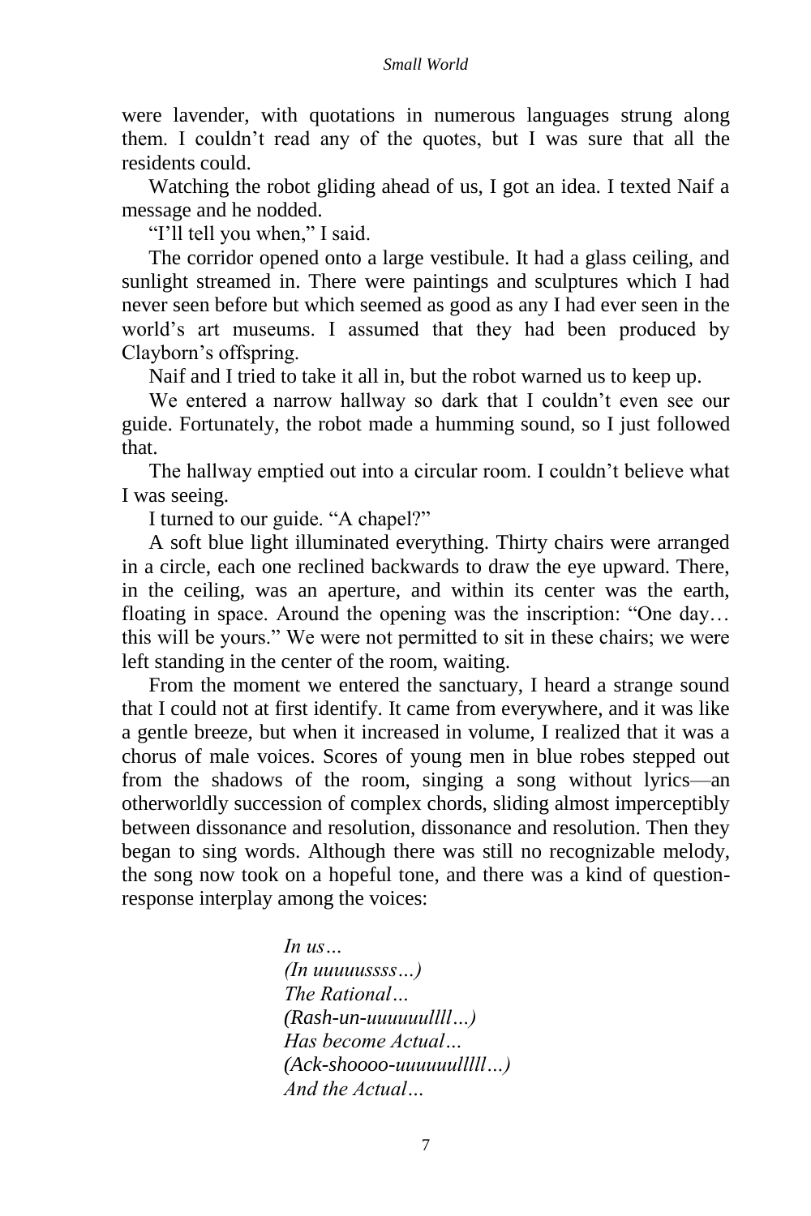were lavender, with quotations in numerous languages strung along them. I couldn't read any of the quotes, but I was sure that all the residents could.

Watching the robot gliding ahead of us, I got an idea. I texted Naif a message and he nodded.

"I'll tell you when," I said.

The corridor opened onto a large vestibule. It had a glass ceiling, and sunlight streamed in. There were paintings and sculptures which I had never seen before but which seemed as good as any I had ever seen in the world's art museums. I assumed that they had been produced by Clayborn's offspring.

Naif and I tried to take it all in, but the robot warned us to keep up.

We entered a narrow hallway so dark that I couldn't even see our guide. Fortunately, the robot made a humming sound, so I just followed that.

The hallway emptied out into a circular room. I couldn't believe what I was seeing.

I turned to our guide. "A chapel?"

A soft blue light illuminated everything. Thirty chairs were arranged in a circle, each one reclined backwards to draw the eye upward. There, in the ceiling, was an aperture, and within its center was the earth, floating in space. Around the opening was the inscription: "One day… this will be yours." We were not permitted to sit in these chairs; we were left standing in the center of the room, waiting.

From the moment we entered the sanctuary, I heard a strange sound that I could not at first identify. It came from everywhere, and it was like a gentle breeze, but when it increased in volume, I realized that it was a chorus of male voices. Scores of young men in blue robes stepped out from the shadows of the room, singing a song without lyrics—an otherworldly succession of complex chords, sliding almost imperceptibly between dissonance and resolution, dissonance and resolution. Then they began to sing words. Although there was still no recognizable melody, the song now took on a hopeful tone, and there was a kind of question-response interplay among the voices:

> *In us…*
> *(In uuuuussss…)*
> *The Rational…*
> *(Rash-un-uuuuuullll…)*
> *Has become Actual…*
> *(Ack-shoooo-uuuuuulllll…)*
> *And the Actual…*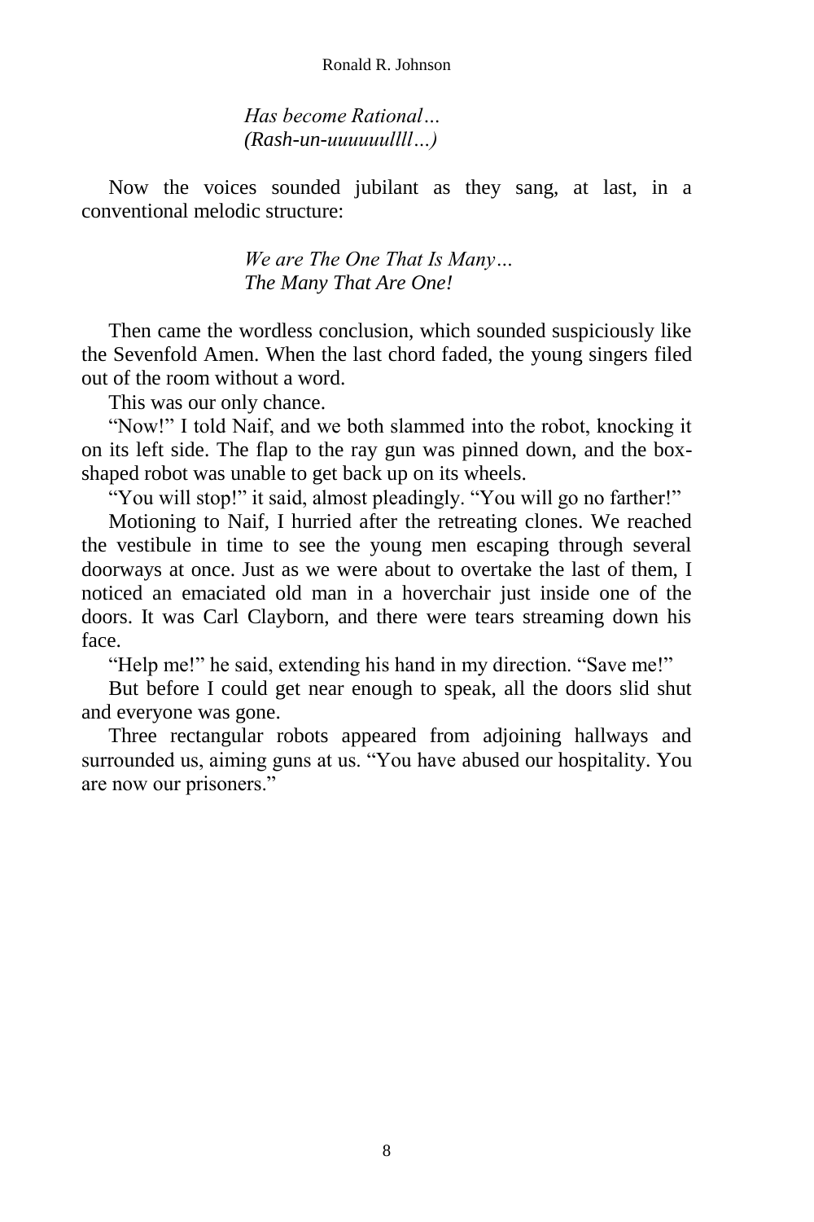*Has become Rational…*
*(Rash-un-uuuuuullll…)*

Now the voices sounded jubilant as they sang, at last, in a conventional melodic structure:

*We are The One That Is Many…*
*The Many That Are One!*

Then came the wordless conclusion, which sounded suspiciously like the Sevenfold Amen. When the last chord faded, the young singers filed out of the room without a word.

This was our only chance.

"Now!" I told Naif, and we both slammed into the robot, knocking it on its left side. The flap to the ray gun was pinned down, and the box-shaped robot was unable to get back up on its wheels.

"You will stop!" it said, almost pleadingly. "You will go no farther!"

Motioning to Naif, I hurried after the retreating clones. We reached the vestibule in time to see the young men escaping through several doorways at once. Just as we were about to overtake the last of them, I noticed an emaciated old man in a hoverchair just inside one of the doors. It was Carl Clayborn, and there were tears streaming down his face.

"Help me!" he said, extending his hand in my direction. "Save me!"

But before I could get near enough to speak, all the doors slid shut and everyone was gone.

Three rectangular robots appeared from adjoining hallways and surrounded us, aiming guns at us. "You have abused our hospitality. You are now our prisoners."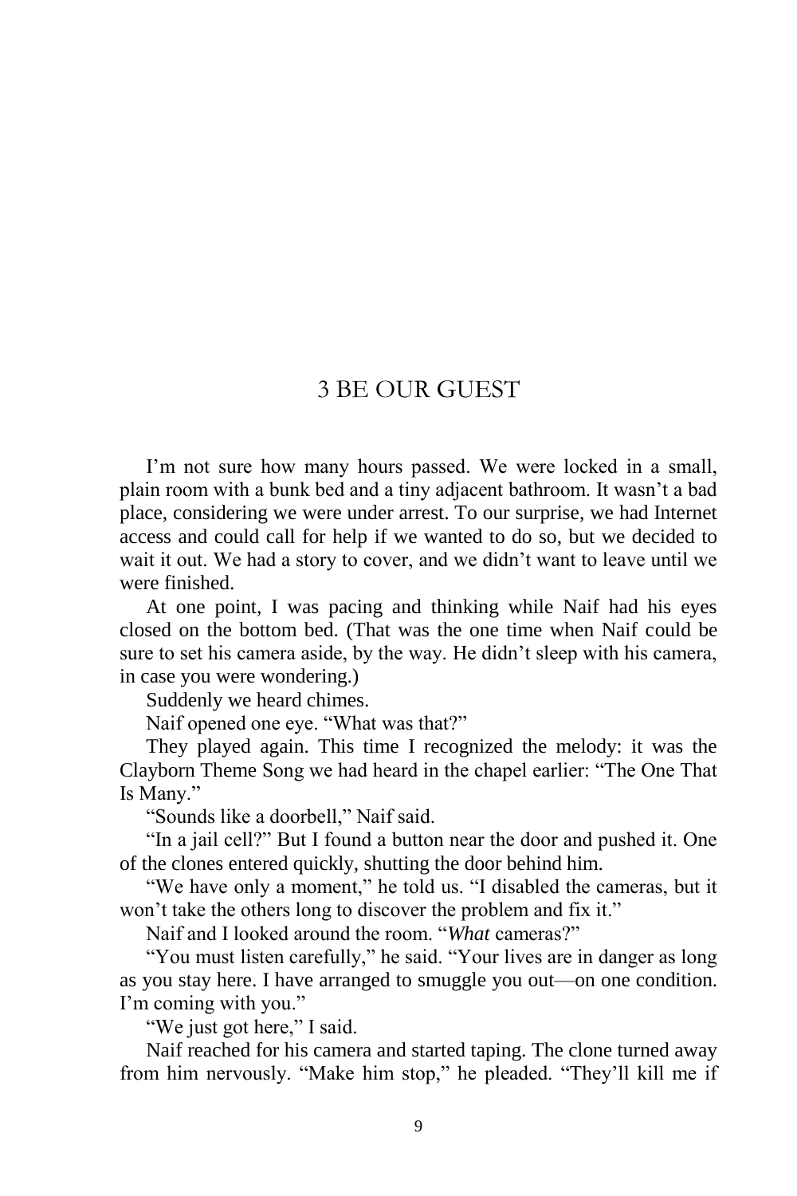# 3 BE OUR GUEST

I'm not sure how many hours passed. We were locked in a small, plain room with a bunk bed and a tiny adjacent bathroom. It wasn't a bad place, considering we were under arrest. To our surprise, we had Internet access and could call for help if we wanted to do so, but we decided to wait it out. We had a story to cover, and we didn't want to leave until we were finished.

At one point, I was pacing and thinking while Naif had his eyes closed on the bottom bed. (That was the one time when Naif could be sure to set his camera aside, by the way. He didn't sleep with his camera, in case you were wondering.)

Suddenly we heard chimes.

Naif opened one eye. "What was that?"

They played again. This time I recognized the melody: it was the Clayborn Theme Song we had heard in the chapel earlier: "The One That Is Many."

"Sounds like a doorbell," Naif said.

"In a jail cell?" But I found a button near the door and pushed it. One of the clones entered quickly, shutting the door behind him.

"We have only a moment," he told us. "I disabled the cameras, but it won't take the others long to discover the problem and fix it."

Naif and I looked around the room. "*What* cameras?"

"You must listen carefully," he said. "Your lives are in danger as long as you stay here. I have arranged to smuggle you out—on one condition. I'm coming with you."

"We just got here," I said.

Naif reached for his camera and started taping. The clone turned away from him nervously. "Make him stop," he pleaded. "They'll kill me if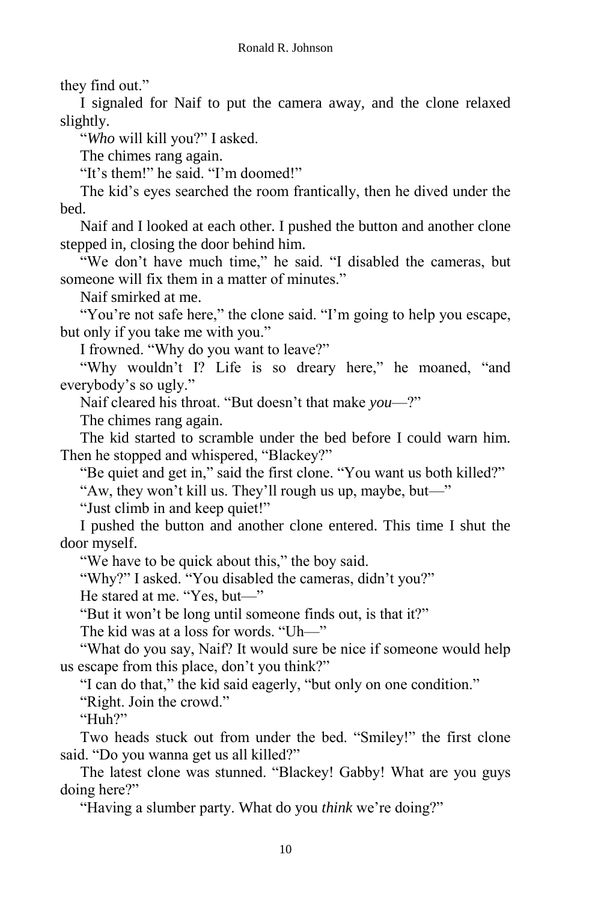they find out."

I signaled for Naif to put the camera away, and the clone relaxed slightly.

"*Who* will kill you?" I asked.

The chimes rang again.

"It's them!" he said. "I'm doomed!"

The kid's eyes searched the room frantically, then he dived under the bed.

Naif and I looked at each other. I pushed the button and another clone stepped in, closing the door behind him.

"We don't have much time," he said. "I disabled the cameras, but someone will fix them in a matter of minutes."

Naif smirked at me.

"You're not safe here," the clone said. "I'm going to help you escape, but only if you take me with you."

I frowned. "Why do you want to leave?"

"Why wouldn't I? Life is so dreary here," he moaned, "and everybody's so ugly."

Naif cleared his throat. "But doesn't that make *you*—?"

The chimes rang again.

The kid started to scramble under the bed before I could warn him. Then he stopped and whispered, "Blackey?"

"Be quiet and get in," said the first clone. "You want us both killed?"

"Aw, they won't kill us. They'll rough us up, maybe, but—"

"Just climb in and keep quiet!"

I pushed the button and another clone entered. This time I shut the door myself.

"We have to be quick about this," the boy said.

"Why?" I asked. "You disabled the cameras, didn't you?"

He stared at me. "Yes, but—"

"But it won't be long until someone finds out, is that it?"

The kid was at a loss for words. "Uh—"

"What do you say, Naif? It would sure be nice if someone would help us escape from this place, don't you think?"

"I can do that," the kid said eagerly, "but only on one condition."

"Right. Join the crowd."

"Huh?"

Two heads stuck out from under the bed. "Smiley!" the first clone said. "Do you wanna get us all killed?"

The latest clone was stunned. "Blackey! Gabby! What are you guys doing here?"

"Having a slumber party. What do you *think* we're doing?"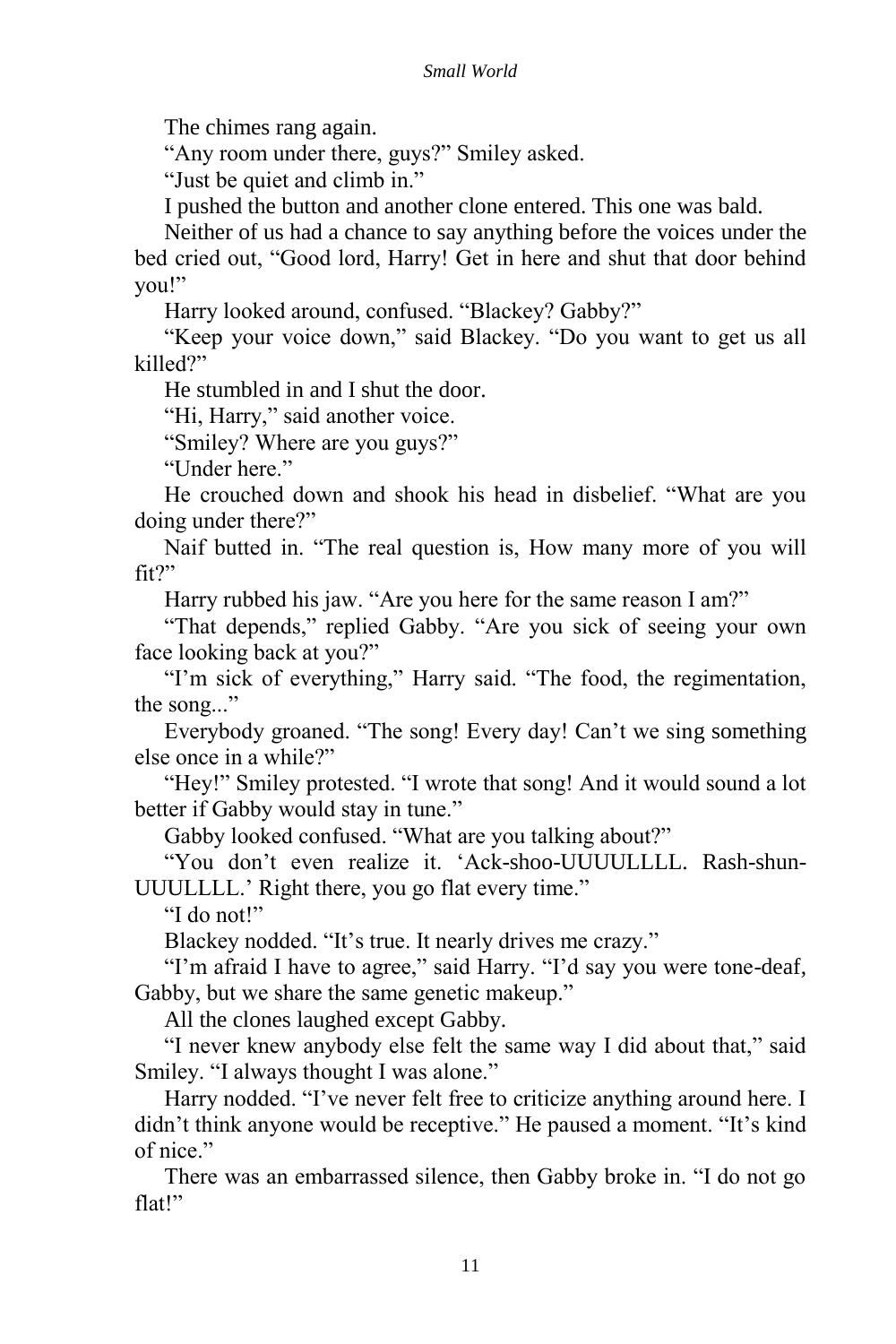The chimes rang again.

"Any room under there, guys?" Smiley asked.

"Just be quiet and climb in."

I pushed the button and another clone entered. This one was bald.

Neither of us had a chance to say anything before the voices under the bed cried out, "Good lord, Harry! Get in here and shut that door behind you!"

Harry looked around, confused. "Blackey? Gabby?"

"Keep your voice down," said Blackey. "Do you want to get us all killed?"

He stumbled in and I shut the door.

"Hi, Harry," said another voice.

"Smiley? Where are you guys?"

"Under here."

He crouched down and shook his head in disbelief. "What are you doing under there?"

Naif butted in. "The real question is, How many more of you will fit?"

Harry rubbed his jaw. "Are you here for the same reason I am?"

"That depends," replied Gabby. "Are you sick of seeing your own face looking back at you?"

"I'm sick of everything," Harry said. "The food, the regimentation, the song..."

Everybody groaned. "The song! Every day! Can't we sing something else once in a while?"

"Hey!" Smiley protested. "I wrote that song! And it would sound a lot better if Gabby would stay in tune."

Gabby looked confused. "What are you talking about?"

"You don't even realize it. 'Ack-shoo-UUUULLLL. Rash-shun-UUULLLL.' Right there, you go flat every time."

"I do not!"

Blackey nodded. "It's true. It nearly drives me crazy."

"I'm afraid I have to agree," said Harry. "I'd say you were tone-deaf, Gabby, but we share the same genetic makeup."

All the clones laughed except Gabby.

"I never knew anybody else felt the same way I did about that," said Smiley. "I always thought I was alone."

Harry nodded. "I've never felt free to criticize anything around here. I didn't think anyone would be receptive." He paused a moment. "It's kind of nice."

There was an embarrassed silence, then Gabby broke in. "I do not go flat!"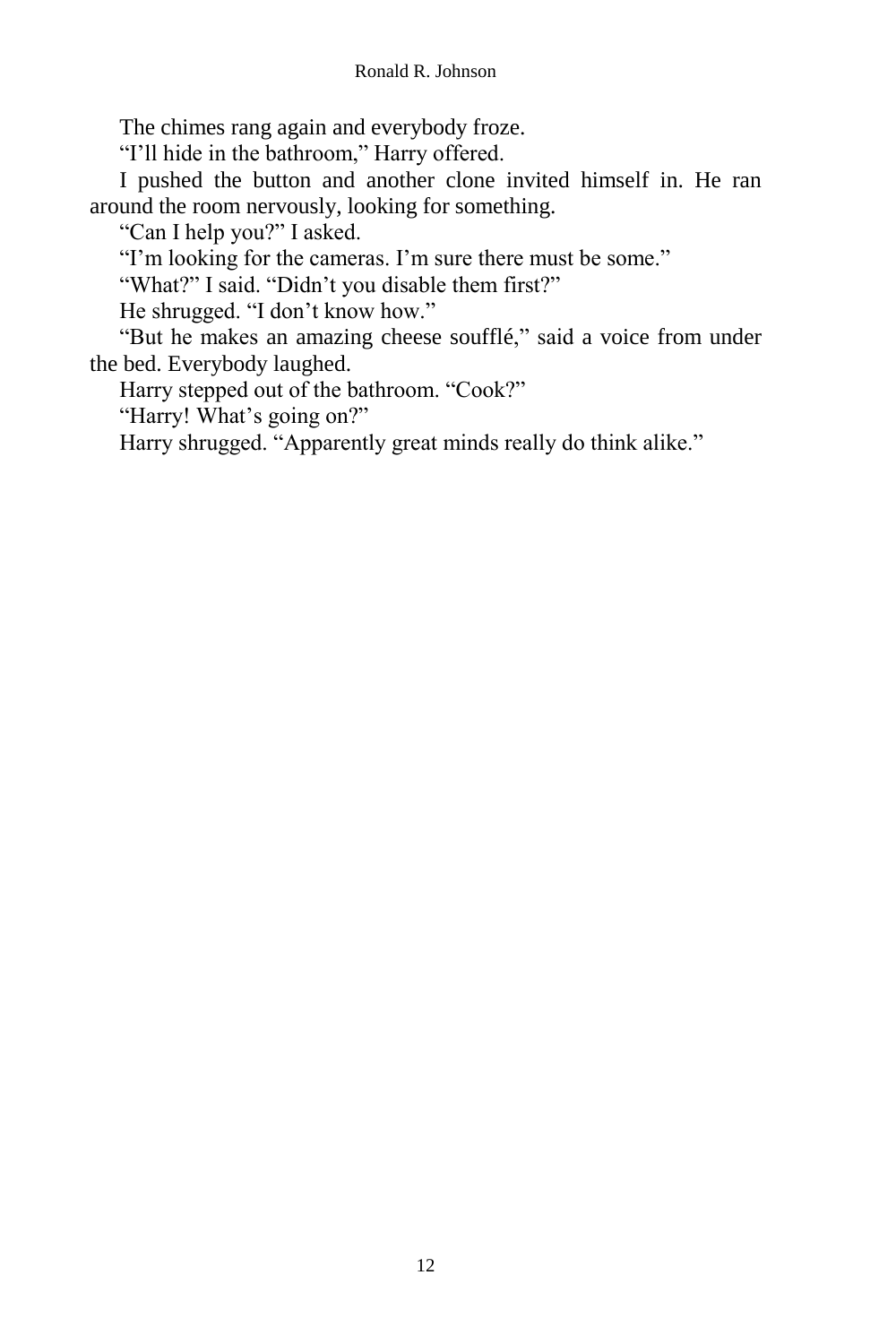The chimes rang again and everybody froze.

"I'll hide in the bathroom," Harry offered.

I pushed the button and another clone invited himself in. He ran around the room nervously, looking for something.

"Can I help you?" I asked.

"I'm looking for the cameras. I'm sure there must be some."

"What?" I said. "Didn't you disable them first?"

He shrugged. "I don't know how."

"But he makes an amazing cheese soufflé," said a voice from under the bed. Everybody laughed.

Harry stepped out of the bathroom. "Cook?"

"Harry! What's going on?"

Harry shrugged. "Apparently great minds really do think alike."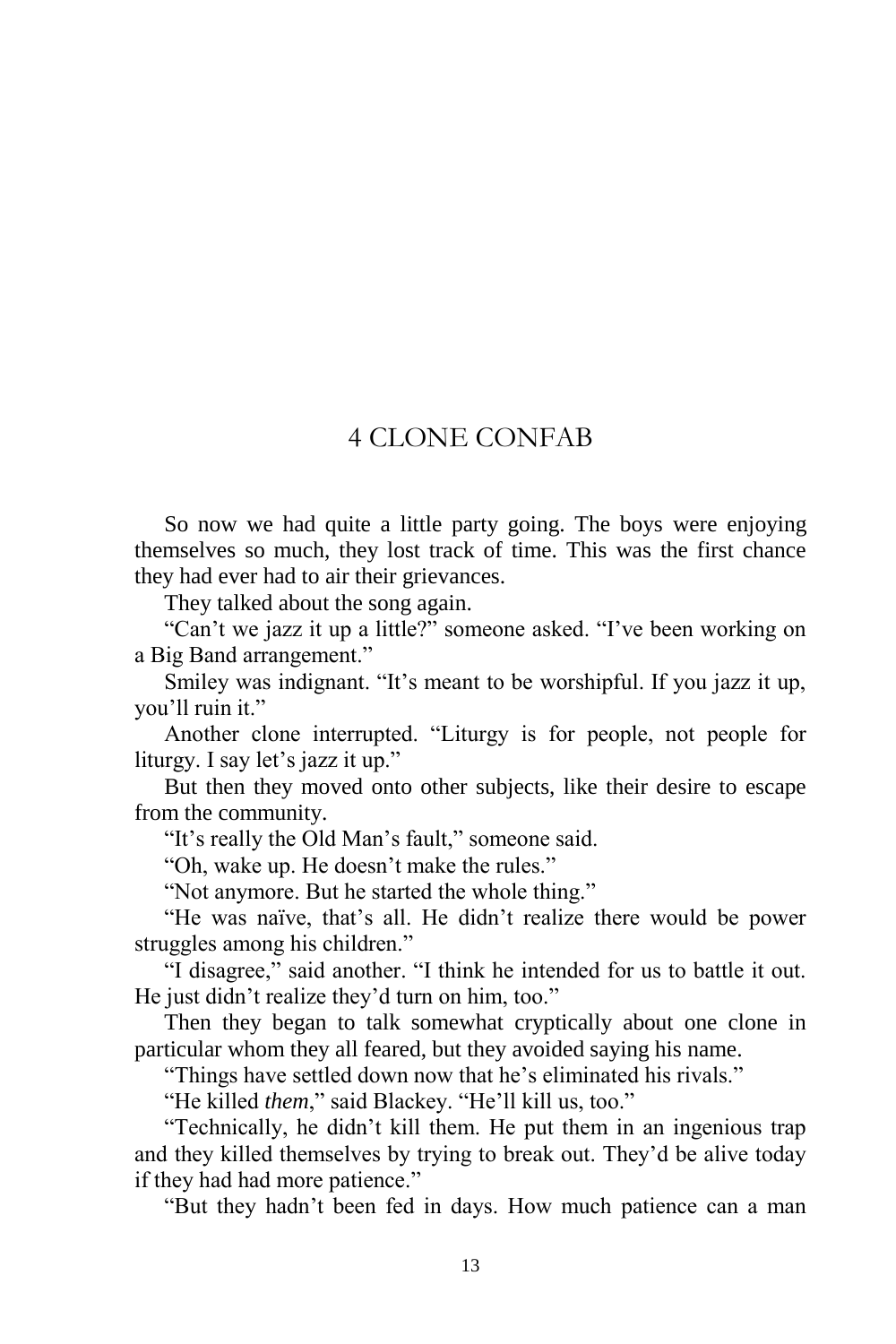# 4 CLONE CONFAB

So now we had quite a little party going. The boys were enjoying themselves so much, they lost track of time. This was the first chance they had ever had to air their grievances.

They talked about the song again.

"Can't we jazz it up a little?" someone asked. "I've been working on a Big Band arrangement."

Smiley was indignant. "It's meant to be worshipful. If you jazz it up, you'll ruin it."

Another clone interrupted. "Liturgy is for people, not people for liturgy. I say let's jazz it up."

But then they moved onto other subjects, like their desire to escape from the community.

"It's really the Old Man's fault," someone said.

"Oh, wake up. He doesn't make the rules."

"Not anymore. But he started the whole thing."

"He was naïve, that's all. He didn't realize there would be power struggles among his children."

"I disagree," said another. "I think he intended for us to battle it out. He just didn't realize they'd turn on him, too."

Then they began to talk somewhat cryptically about one clone in particular whom they all feared, but they avoided saying his name.

"Things have settled down now that he's eliminated his rivals."

"He killed *them*," said Blackey. "He'll kill us, too."

"Technically, he didn't kill them. He put them in an ingenious trap and they killed themselves by trying to break out. They'd be alive today if they had had more patience."

"But they hadn't been fed in days. How much patience can a man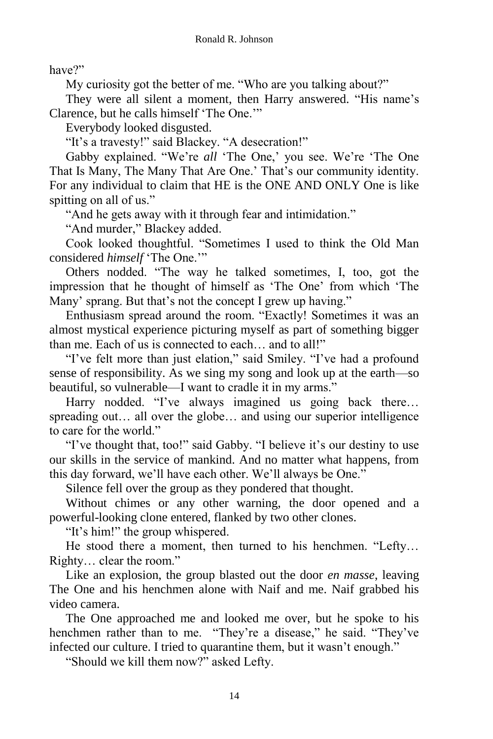have?"

My curiosity got the better of me. "Who are you talking about?"

They were all silent a moment, then Harry answered. "His name's Clarence, but he calls himself 'The One.'"

Everybody looked disgusted.

"It's a travesty!" said Blackey. "A desecration!"

Gabby explained. "We're *all* 'The One,' you see. We're 'The One That Is Many, The Many That Are One.' That's our community identity. For any individual to claim that HE is the ONE AND ONLY One is like spitting on all of us."

"And he gets away with it through fear and intimidation."

"And murder," Blackey added.

Cook looked thoughtful. "Sometimes I used to think the Old Man considered *himself* 'The One.'"

Others nodded. "The way he talked sometimes, I, too, got the impression that he thought of himself as 'The One' from which 'The Many' sprang. But that's not the concept I grew up having."

Enthusiasm spread around the room. "Exactly! Sometimes it was an almost mystical experience picturing myself as part of something bigger than me. Each of us is connected to each… and to all!"

"I've felt more than just elation," said Smiley. "I've had a profound sense of responsibility. As we sing my song and look up at the earth—so beautiful, so vulnerable—I want to cradle it in my arms."

Harry nodded. "I've always imagined us going back there… spreading out… all over the globe… and using our superior intelligence to care for the world."

"I've thought that, too!" said Gabby. "I believe it's our destiny to use our skills in the service of mankind. And no matter what happens, from this day forward, we'll have each other. We'll always be One."

Silence fell over the group as they pondered that thought.

Without chimes or any other warning, the door opened and a powerful-looking clone entered, flanked by two other clones.

"It's him!" the group whispered.

He stood there a moment, then turned to his henchmen. "Lefty… Righty… clear the room."

Like an explosion, the group blasted out the door *en masse*, leaving The One and his henchmen alone with Naif and me. Naif grabbed his video camera.

The One approached me and looked me over, but he spoke to his henchmen rather than to me. "They're a disease," he said. "They've infected our culture. I tried to quarantine them, but it wasn't enough."

"Should we kill them now?" asked Lefty.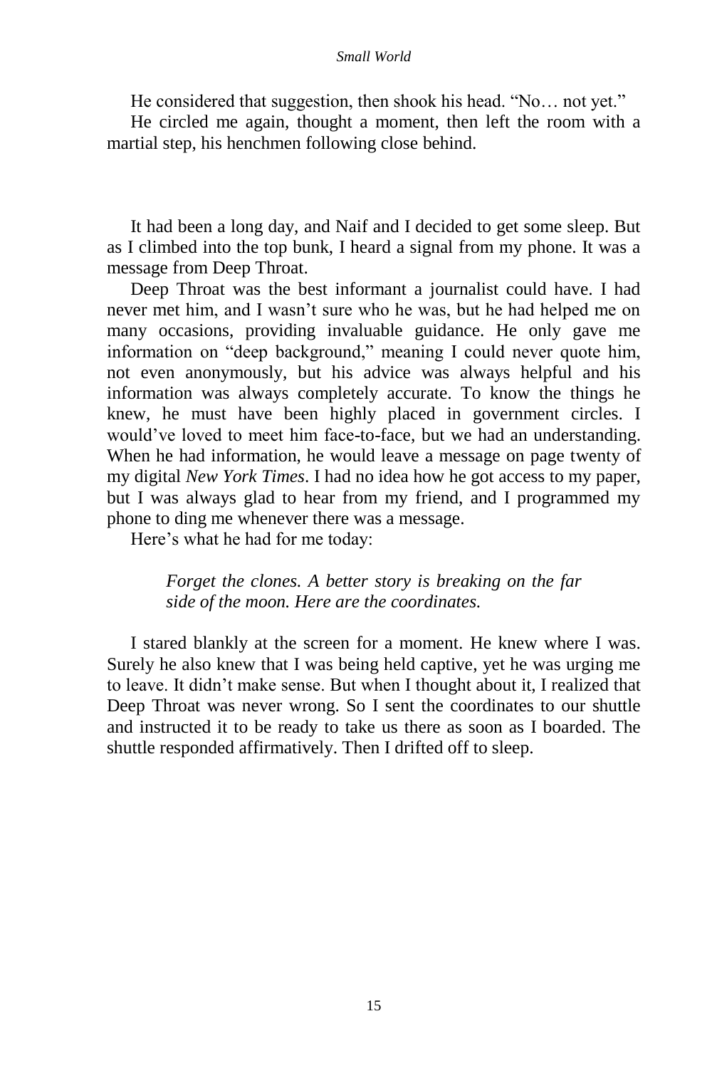He considered that suggestion, then shook his head. “No… not yet.”

He circled me again, thought a moment, then left the room with a martial step, his henchmen following close behind.

It had been a long day, and Naif and I decided to get some sleep. But as I climbed into the top bunk, I heard a signal from my phone. It was a message from Deep Throat.

Deep Throat was the best informant a journalist could have. I had never met him, and I wasn’t sure who he was, but he had helped me on many occasions, providing invaluable guidance. He only gave me information on “deep background,” meaning I could never quote him, not even anonymously, but his advice was always helpful and his information was always completely accurate. To know the things he knew, he must have been highly placed in government circles. I would’ve loved to meet him face-to-face, but we had an understanding. When he had information, he would leave a message on page twenty of my digital *New York Times*. I had no idea how he got access to my paper, but I was always glad to hear from my friend, and I programmed my phone to ding me whenever there was a message.

Here’s what he had for me today:

> *Forget the clones. A better story is breaking on the far side of the moon. Here are the coordinates.*

I stared blankly at the screen for a moment. He knew where I was. Surely he also knew that I was being held captive, yet he was urging me to leave. It didn’t make sense. But when I thought about it, I realized that Deep Throat was never wrong. So I sent the coordinates to our shuttle and instructed it to be ready to take us there as soon as I boarded. The shuttle responded affirmatively. Then I drifted off to sleep.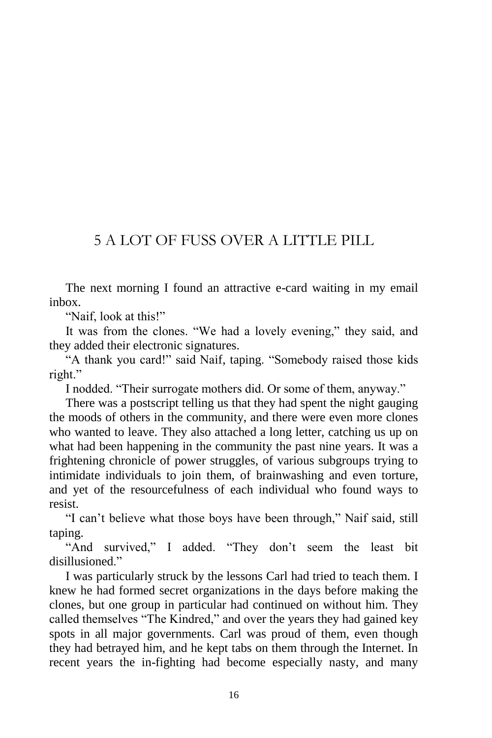# 5 A LOT OF FUSS OVER A LITTLE PILL

The next morning I found an attractive e-card waiting in my email inbox.

"Naif, look at this!"

It was from the clones. "We had a lovely evening," they said, and they added their electronic signatures.

"A thank you card!" said Naif, taping. "Somebody raised those kids right."

I nodded. "Their surrogate mothers did. Or some of them, anyway."

There was a postscript telling us that they had spent the night gauging the moods of others in the community, and there were even more clones who wanted to leave. They also attached a long letter, catching us up on what had been happening in the community the past nine years. It was a frightening chronicle of power struggles, of various subgroups trying to intimidate individuals to join them, of brainwashing and even torture, and yet of the resourcefulness of each individual who found ways to resist.

"I can't believe what those boys have been through," Naif said, still taping.

"And survived," I added. "They don't seem the least bit disillusioned."

I was particularly struck by the lessons Carl had tried to teach them. I knew he had formed secret organizations in the days before making the clones, but one group in particular had continued on without him. They called themselves "The Kindred," and over the years they had gained key spots in all major governments. Carl was proud of them, even though they had betrayed him, and he kept tabs on them through the Internet. In recent years the in-fighting had become especially nasty, and many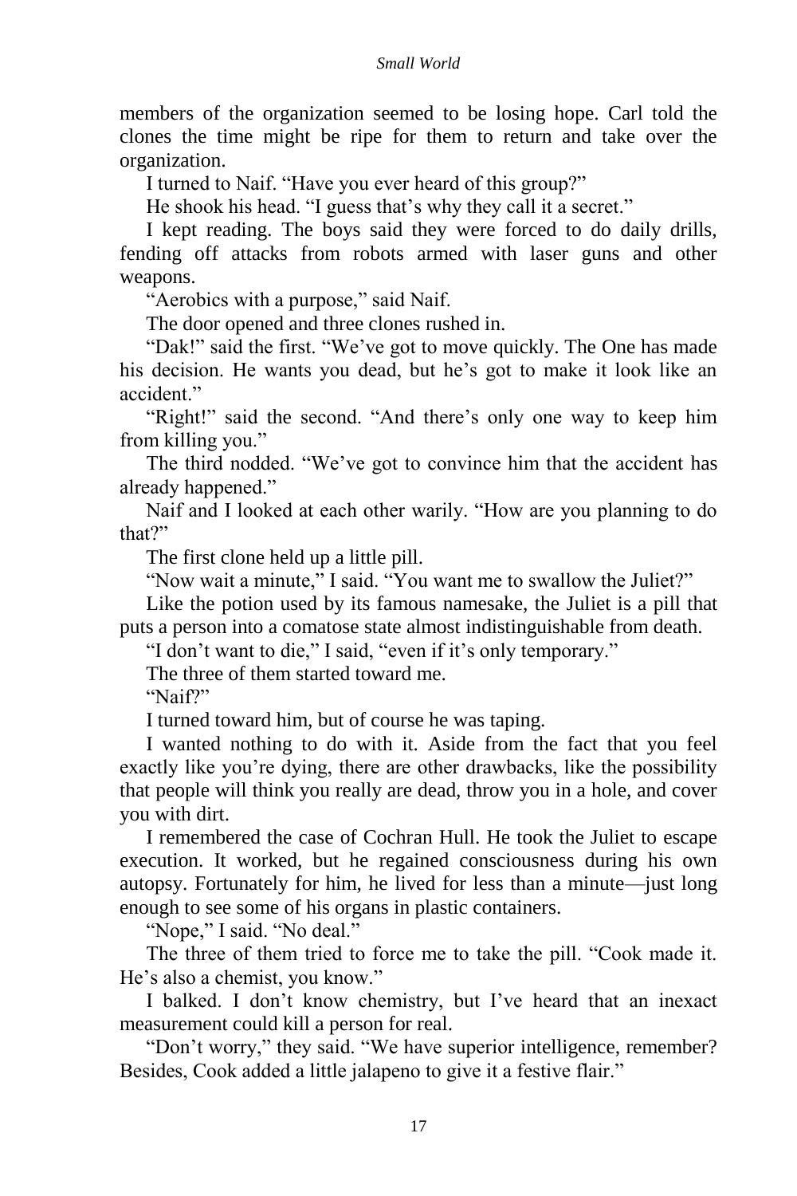members of the organization seemed to be losing hope. Carl told the clones the time might be ripe for them to return and take over the organization.

I turned to Naif. "Have you ever heard of this group?"

He shook his head. "I guess that's why they call it a secret."

I kept reading. The boys said they were forced to do daily drills, fending off attacks from robots armed with laser guns and other weapons.

"Aerobics with a purpose," said Naif.

The door opened and three clones rushed in.

"Dak!" said the first. "We've got to move quickly. The One has made his decision. He wants you dead, but he's got to make it look like an accident."

"Right!" said the second. "And there's only one way to keep him from killing you."

The third nodded. "We've got to convince him that the accident has already happened."

Naif and I looked at each other warily. "How are you planning to do that?"

The first clone held up a little pill.

"Now wait a minute," I said. "You want me to swallow the Juliet?"

Like the potion used by its famous namesake, the Juliet is a pill that puts a person into a comatose state almost indistinguishable from death.

"I don't want to die," I said, "even if it's only temporary."

The three of them started toward me.

"Naif?"

I turned toward him, but of course he was taping.

I wanted nothing to do with it. Aside from the fact that you feel exactly like you're dying, there are other drawbacks, like the possibility that people will think you really are dead, throw you in a hole, and cover you with dirt.

I remembered the case of Cochran Hull. He took the Juliet to escape execution. It worked, but he regained consciousness during his own autopsy. Fortunately for him, he lived for less than a minute—just long enough to see some of his organs in plastic containers.

"Nope," I said. "No deal."

The three of them tried to force me to take the pill. "Cook made it. He's also a chemist, you know."

I balked. I don't know chemistry, but I've heard that an inexact measurement could kill a person for real.

"Don't worry," they said. "We have superior intelligence, remember? Besides, Cook added a little jalapeno to give it a festive flair."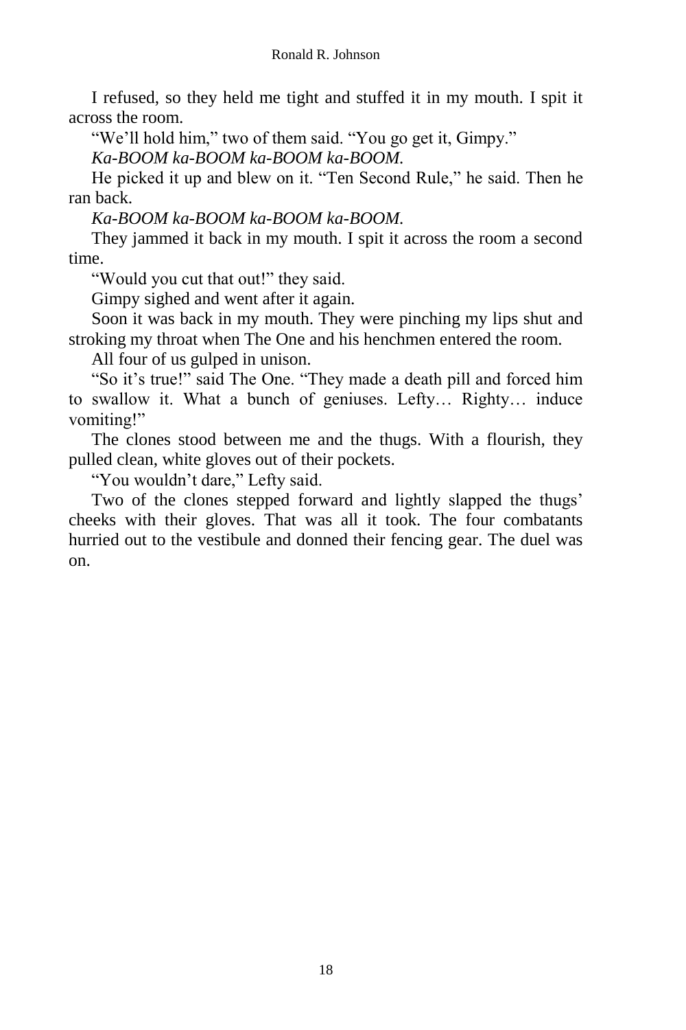I refused, so they held me tight and stuffed it in my mouth. I spit it across the room.

"We'll hold him," two of them said. "You go get it, Gimpy."

*Ka-BOOM ka-BOOM ka-BOOM ka-BOOM.*

He picked it up and blew on it. "Ten Second Rule," he said. Then he ran back.

*Ka-BOOM ka-BOOM ka-BOOM ka-BOOM.*

They jammed it back in my mouth. I spit it across the room a second time.

"Would you cut that out!" they said.

Gimpy sighed and went after it again.

Soon it was back in my mouth. They were pinching my lips shut and stroking my throat when The One and his henchmen entered the room.

All four of us gulped in unison.

"So it's true!" said The One. "They made a death pill and forced him to swallow it. What a bunch of geniuses. Lefty… Righty… induce vomiting!"

The clones stood between me and the thugs. With a flourish, they pulled clean, white gloves out of their pockets.

"You wouldn't dare," Lefty said.

Two of the clones stepped forward and lightly slapped the thugs' cheeks with their gloves. That was all it took. The four combatants hurried out to the vestibule and donned their fencing gear. The duel was on.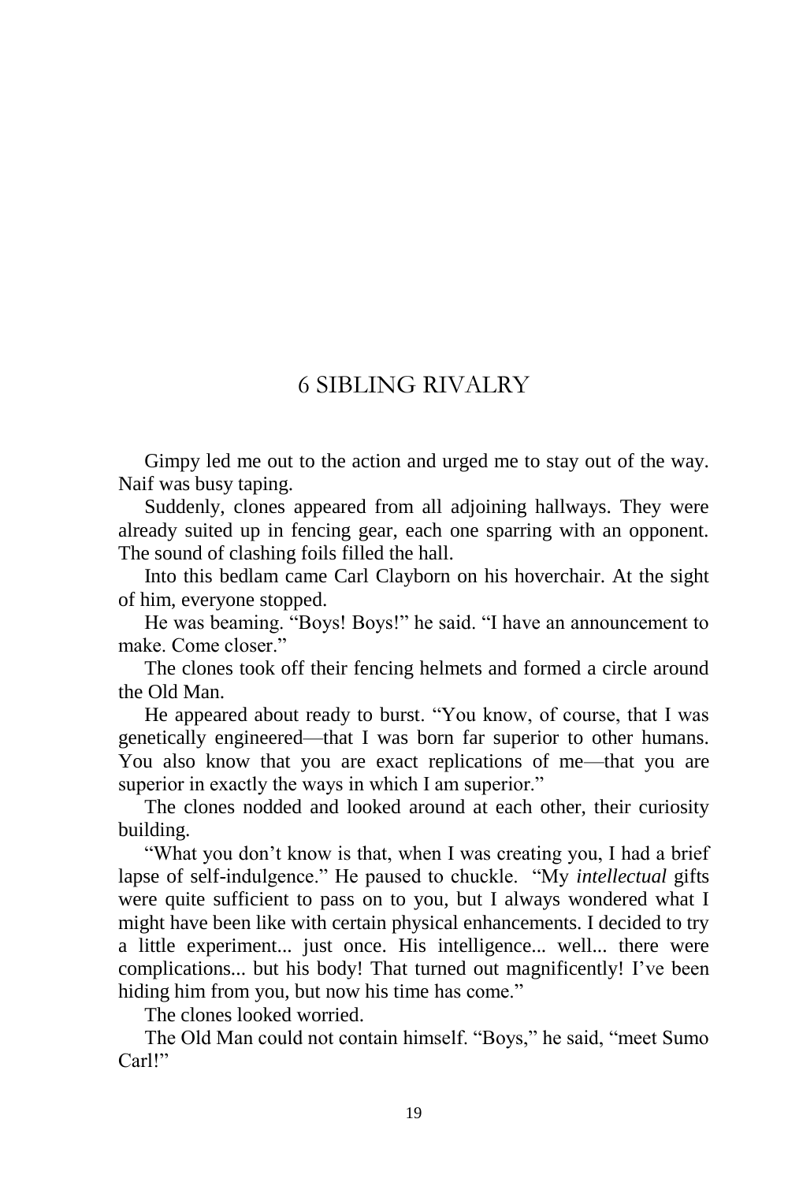# 6 SIBLING RIVALRY

Gimpy led me out to the action and urged me to stay out of the way. Naif was busy taping.

Suddenly, clones appeared from all adjoining hallways. They were already suited up in fencing gear, each one sparring with an opponent. The sound of clashing foils filled the hall.

Into this bedlam came Carl Clayborn on his hoverchair. At the sight of him, everyone stopped.

He was beaming. “Boys! Boys!” he said. “I have an announcement to make. Come closer.”

The clones took off their fencing helmets and formed a circle around the Old Man.

He appeared about ready to burst. “You know, of course, that I was genetically engineered—that I was born far superior to other humans. You also know that you are exact replications of me—that you are superior in exactly the ways in which I am superior.”

The clones nodded and looked around at each other, their curiosity building.

“What you don’t know is that, when I was creating you, I had a brief lapse of self-indulgence.” He paused to chuckle. “My *intellectual* gifts were quite sufficient to pass on to you, but I always wondered what I might have been like with certain physical enhancements. I decided to try a little experiment... just once. His intelligence... well... there were complications... but his body! That turned out magnificently! I’ve been hiding him from you, but now his time has come.”

The clones looked worried.

The Old Man could not contain himself. “Boys,” he said, “meet Sumo Carl!”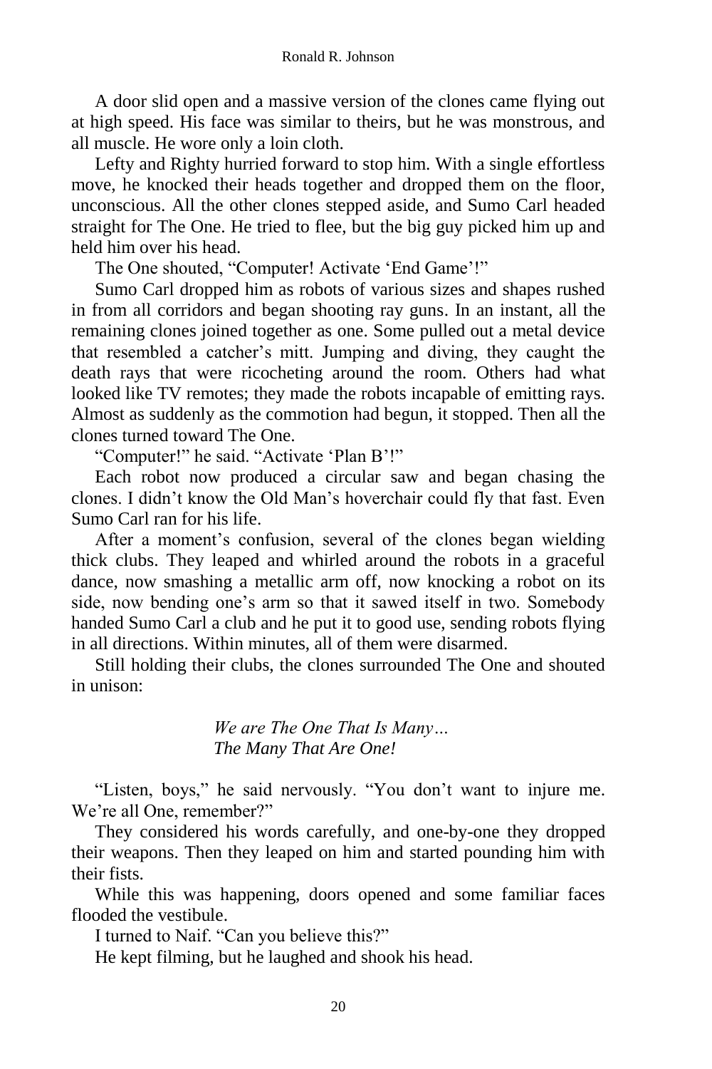A door slid open and a massive version of the clones came flying out at high speed. His face was similar to theirs, but he was monstrous, and all muscle. He wore only a loin cloth.

Lefty and Righty hurried forward to stop him. With a single effortless move, he knocked their heads together and dropped them on the floor, unconscious. All the other clones stepped aside, and Sumo Carl headed straight for The One. He tried to flee, but the big guy picked him up and held him over his head.

The One shouted, "Computer! Activate 'End Game'!"

Sumo Carl dropped him as robots of various sizes and shapes rushed in from all corridors and began shooting ray guns. In an instant, all the remaining clones joined together as one. Some pulled out a metal device that resembled a catcher's mitt. Jumping and diving, they caught the death rays that were ricocheting around the room. Others had what looked like TV remotes; they made the robots incapable of emitting rays. Almost as suddenly as the commotion had begun, it stopped. Then all the clones turned toward The One.

"Computer!" he said. "Activate 'Plan B'!"

Each robot now produced a circular saw and began chasing the clones. I didn't know the Old Man's hoverchair could fly that fast. Even Sumo Carl ran for his life.

After a moment's confusion, several of the clones began wielding thick clubs. They leaped and whirled around the robots in a graceful dance, now smashing a metallic arm off, now knocking a robot on its side, now bending one's arm so that it sawed itself in two. Somebody handed Sumo Carl a club and he put it to good use, sending robots flying in all directions. Within minutes, all of them were disarmed.

Still holding their clubs, the clones surrounded The One and shouted in unison:

> *We are The One That Is Many…*
> *The Many That Are One!*

"Listen, boys," he said nervously. "You don't want to injure me. We're all One, remember?"

They considered his words carefully, and one-by-one they dropped their weapons. Then they leaped on him and started pounding him with their fists.

While this was happening, doors opened and some familiar faces flooded the vestibule.

I turned to Naif. "Can you believe this?"

He kept filming, but he laughed and shook his head.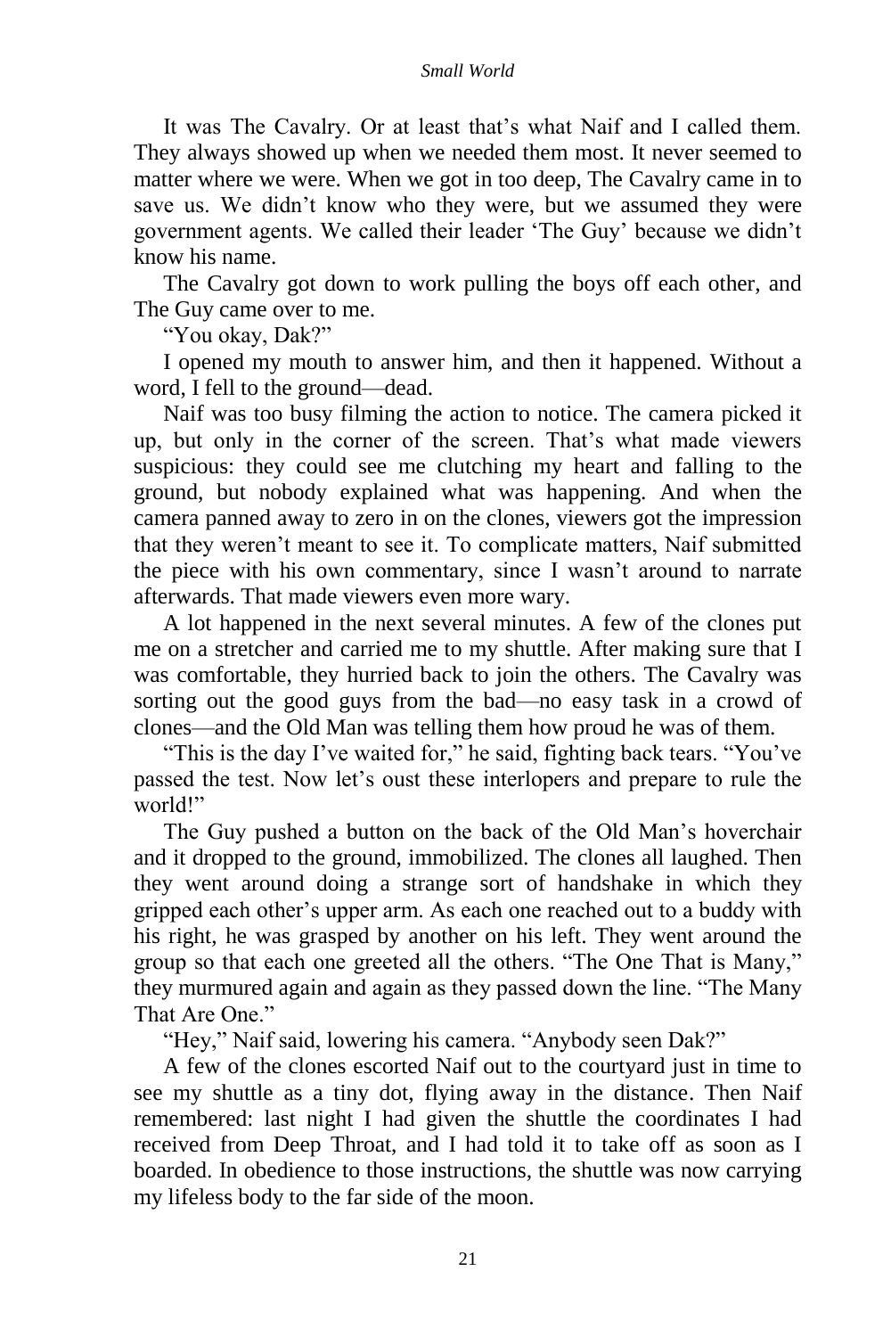It was The Cavalry. Or at least that's what Naif and I called them. They always showed up when we needed them most. It never seemed to matter where we were. When we got in too deep, The Cavalry came in to save us. We didn't know who they were, but we assumed they were government agents. We called their leader 'The Guy' because we didn't know his name.

The Cavalry got down to work pulling the boys off each other, and The Guy came over to me.

"You okay, Dak?"

I opened my mouth to answer him, and then it happened. Without a word, I fell to the ground—dead.

Naif was too busy filming the action to notice. The camera picked it up, but only in the corner of the screen. That's what made viewers suspicious: they could see me clutching my heart and falling to the ground, but nobody explained what was happening. And when the camera panned away to zero in on the clones, viewers got the impression that they weren't meant to see it. To complicate matters, Naif submitted the piece with his own commentary, since I wasn't around to narrate afterwards. That made viewers even more wary.

A lot happened in the next several minutes. A few of the clones put me on a stretcher and carried me to my shuttle. After making sure that I was comfortable, they hurried back to join the others. The Cavalry was sorting out the good guys from the bad—no easy task in a crowd of clones—and the Old Man was telling them how proud he was of them.

"This is the day I've waited for," he said, fighting back tears. "You've passed the test. Now let's oust these interlopers and prepare to rule the world!"

The Guy pushed a button on the back of the Old Man's hoverchair and it dropped to the ground, immobilized. The clones all laughed. Then they went around doing a strange sort of handshake in which they gripped each other's upper arm. As each one reached out to a buddy with his right, he was grasped by another on his left. They went around the group so that each one greeted all the others. "The One That is Many," they murmured again and again as they passed down the line. "The Many That Are One."

"Hey," Naif said, lowering his camera. "Anybody seen Dak?"

A few of the clones escorted Naif out to the courtyard just in time to see my shuttle as a tiny dot, flying away in the distance. Then Naif remembered: last night I had given the shuttle the coordinates I had received from Deep Throat, and I had told it to take off as soon as I boarded. In obedience to those instructions, the shuttle was now carrying my lifeless body to the far side of the moon.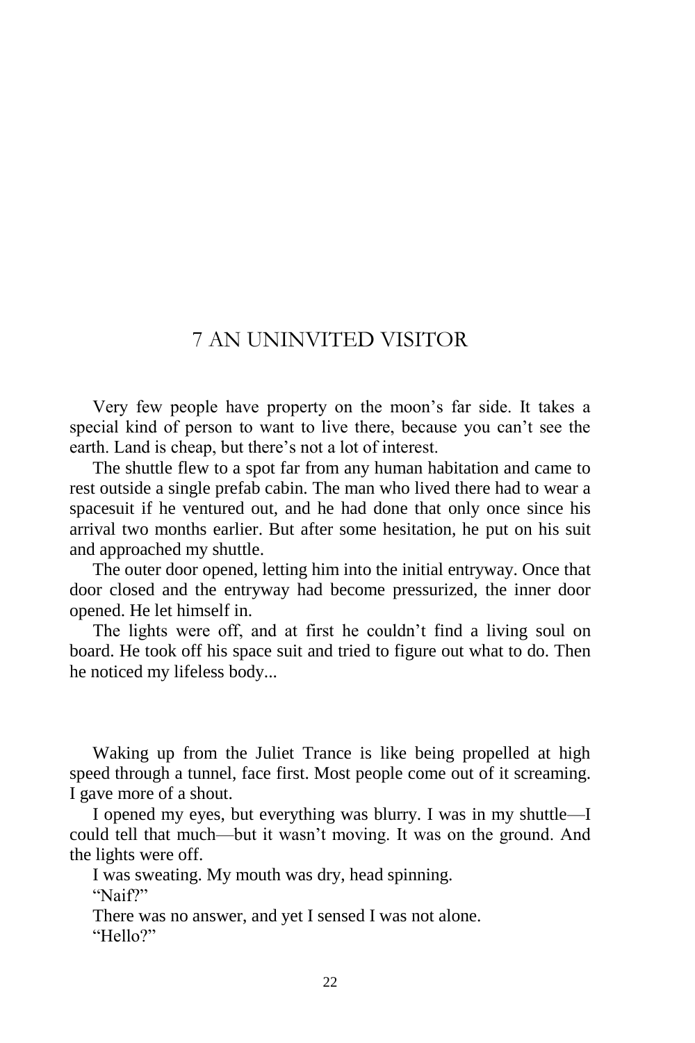# 7 AN UNINVITED VISITOR

Very few people have property on the moon's far side. It takes a special kind of person to want to live there, because you can't see the earth. Land is cheap, but there's not a lot of interest.

The shuttle flew to a spot far from any human habitation and came to rest outside a single prefab cabin. The man who lived there had to wear a spacesuit if he ventured out, and he had done that only once since his arrival two months earlier. But after some hesitation, he put on his suit and approached my shuttle.

The outer door opened, letting him into the initial entryway. Once that door closed and the entryway had become pressurized, the inner door opened. He let himself in.

The lights were off, and at first he couldn't find a living soul on board. He took off his space suit and tried to figure out what to do. Then he noticed my lifeless body...

Waking up from the Juliet Trance is like being propelled at high speed through a tunnel, face first. Most people come out of it screaming. I gave more of a shout.

I opened my eyes, but everything was blurry. I was in my shuttle—I could tell that much—but it wasn't moving. It was on the ground. And the lights were off.

I was sweating. My mouth was dry, head spinning.

"Naif?"

There was no answer, and yet I sensed I was not alone.

"Hello?"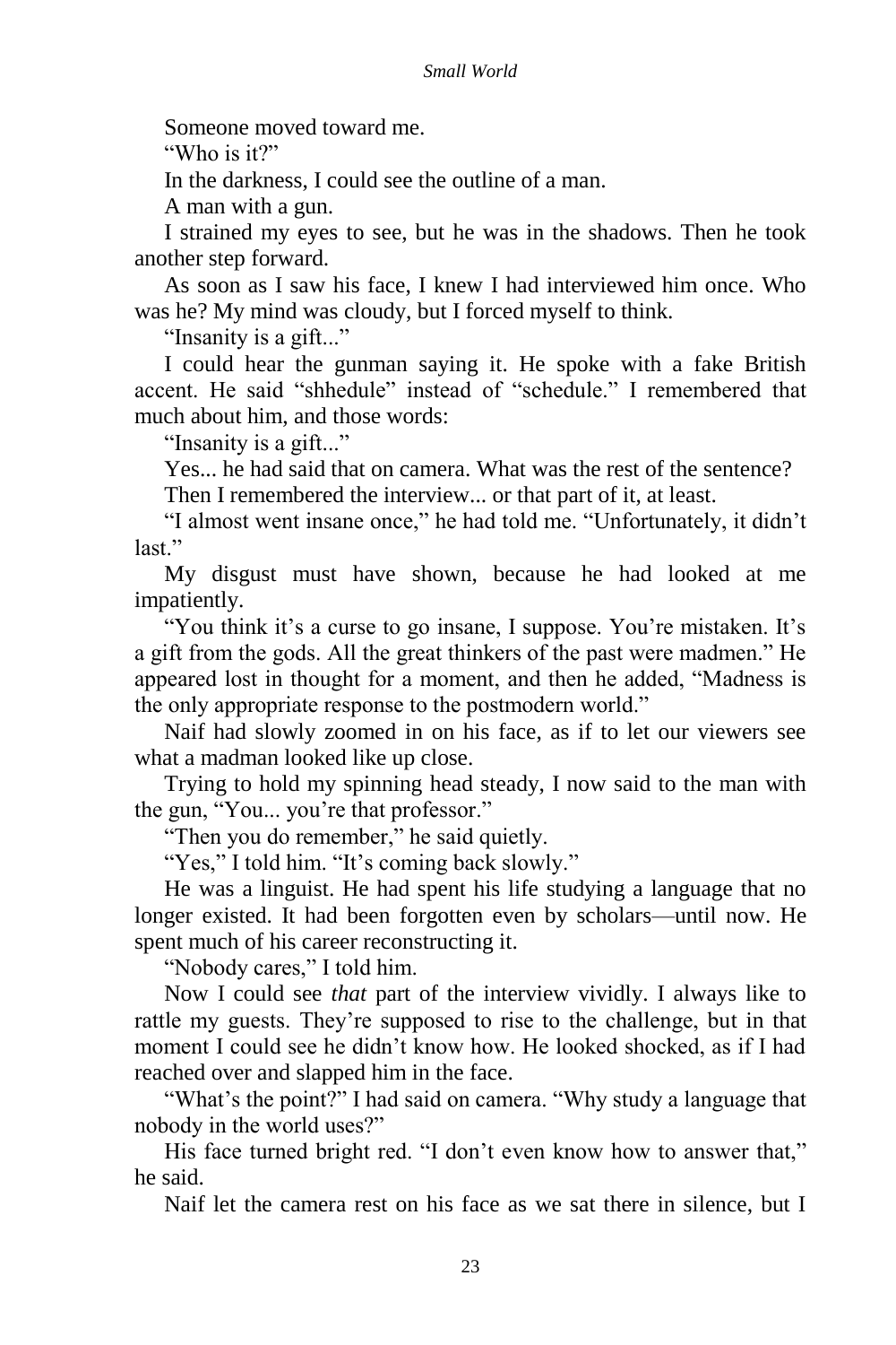Someone moved toward me.

"Who is it?"

In the darkness, I could see the outline of a man.

A man with a gun.

I strained my eyes to see, but he was in the shadows. Then he took another step forward.

As soon as I saw his face, I knew I had interviewed him once. Who was he? My mind was cloudy, but I forced myself to think.

"Insanity is a gift..."

I could hear the gunman saying it. He spoke with a fake British accent. He said "shhedule" instead of "schedule." I remembered that much about him, and those words:

"Insanity is a gift..."

Yes... he had said that on camera. What was the rest of the sentence?

Then I remembered the interview... or that part of it, at least.

"I almost went insane once," he had told me. "Unfortunately, it didn't last."

My disgust must have shown, because he had looked at me impatiently.

"You think it's a curse to go insane, I suppose. You're mistaken. It's a gift from the gods. All the great thinkers of the past were madmen." He appeared lost in thought for a moment, and then he added, "Madness is the only appropriate response to the postmodern world."

Naif had slowly zoomed in on his face, as if to let our viewers see what a madman looked like up close.

Trying to hold my spinning head steady, I now said to the man with the gun, "You... you're that professor."

"Then you do remember," he said quietly.

"Yes," I told him. "It's coming back slowly."

He was a linguist. He had spent his life studying a language that no longer existed. It had been forgotten even by scholars—until now. He spent much of his career reconstructing it.

"Nobody cares," I told him.

Now I could see *that* part of the interview vividly. I always like to rattle my guests. They're supposed to rise to the challenge, but in that moment I could see he didn't know how. He looked shocked, as if I had reached over and slapped him in the face.

"What's the point?" I had said on camera. "Why study a language that nobody in the world uses?"

His face turned bright red. "I don't even know how to answer that," he said.

Naif let the camera rest on his face as we sat there in silence, but I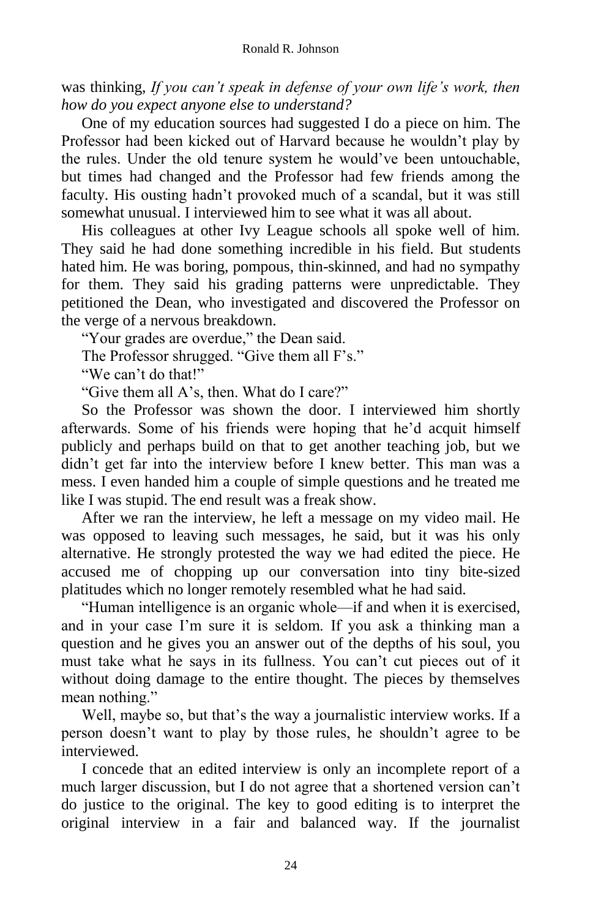was thinking, *If you can't speak in defense of your own life's work, then how do you expect anyone else to understand?*

One of my education sources had suggested I do a piece on him. The Professor had been kicked out of Harvard because he wouldn't play by the rules. Under the old tenure system he would've been untouchable, but times had changed and the Professor had few friends among the faculty. His ousting hadn't provoked much of a scandal, but it was still somewhat unusual. I interviewed him to see what it was all about.

His colleagues at other Ivy League schools all spoke well of him. They said he had done something incredible in his field. But students hated him. He was boring, pompous, thin-skinned, and had no sympathy for them. They said his grading patterns were unpredictable. They petitioned the Dean, who investigated and discovered the Professor on the verge of a nervous breakdown.

"Your grades are overdue," the Dean said.

The Professor shrugged. "Give them all F's."

"We can't do that!"

"Give them all A's, then. What do I care?"

So the Professor was shown the door. I interviewed him shortly afterwards. Some of his friends were hoping that he'd acquit himself publicly and perhaps build on that to get another teaching job, but we didn't get far into the interview before I knew better. This man was a mess. I even handed him a couple of simple questions and he treated me like I was stupid. The end result was a freak show.

After we ran the interview, he left a message on my video mail. He was opposed to leaving such messages, he said, but it was his only alternative. He strongly protested the way we had edited the piece. He accused me of chopping up our conversation into tiny bite-sized platitudes which no longer remotely resembled what he had said.

"Human intelligence is an organic whole—if and when it is exercised, and in your case I'm sure it is seldom. If you ask a thinking man a question and he gives you an answer out of the depths of his soul, you must take what he says in its fullness. You can't cut pieces out of it without doing damage to the entire thought. The pieces by themselves mean nothing."

Well, maybe so, but that's the way a journalistic interview works. If a person doesn't want to play by those rules, he shouldn't agree to be interviewed.

I concede that an edited interview is only an incomplete report of a much larger discussion, but I do not agree that a shortened version can't do justice to the original. The key to good editing is to interpret the original interview in a fair and balanced way. If the journalist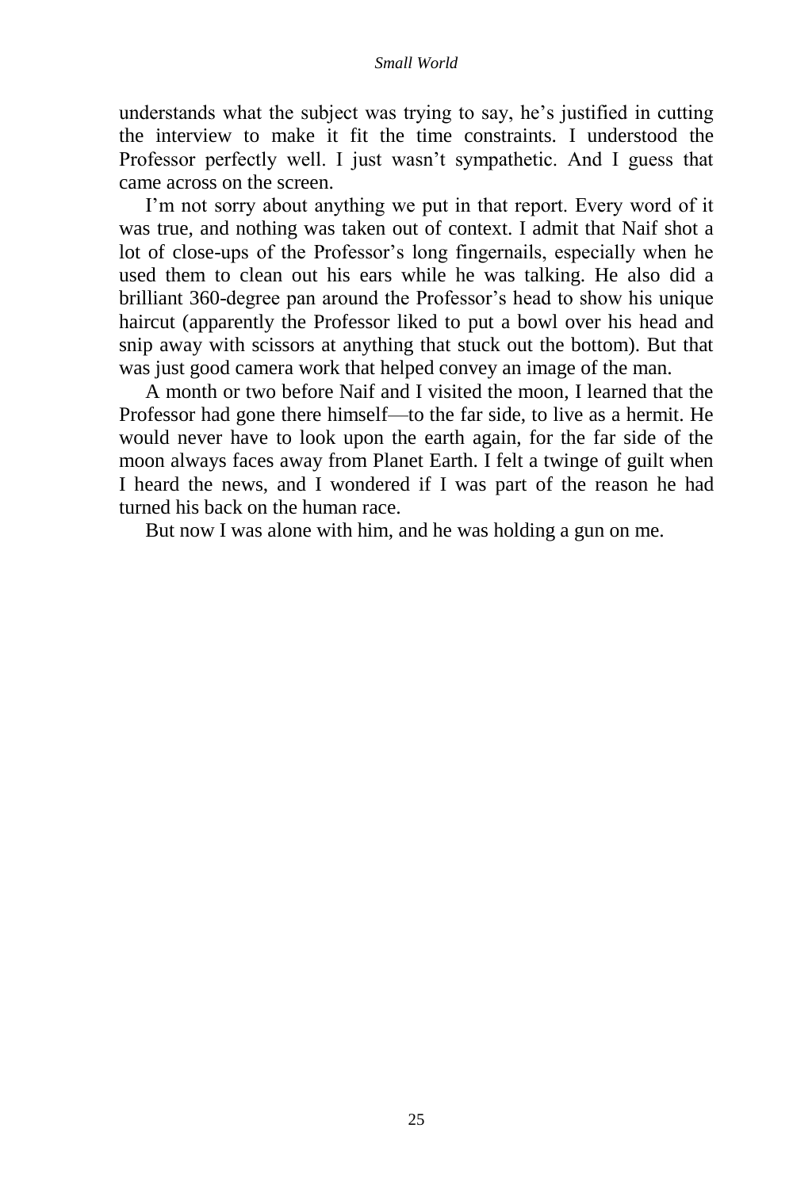understands what the subject was trying to say, he's justified in cutting the interview to make it fit the time constraints. I understood the Professor perfectly well. I just wasn't sympathetic. And I guess that came across on the screen.

I'm not sorry about anything we put in that report. Every word of it was true, and nothing was taken out of context. I admit that Naif shot a lot of close-ups of the Professor's long fingernails, especially when he used them to clean out his ears while he was talking. He also did a brilliant 360-degree pan around the Professor's head to show his unique haircut (apparently the Professor liked to put a bowl over his head and snip away with scissors at anything that stuck out the bottom). But that was just good camera work that helped convey an image of the man.

A month or two before Naif and I visited the moon, I learned that the Professor had gone there himself—to the far side, to live as a hermit. He would never have to look upon the earth again, for the far side of the moon always faces away from Planet Earth. I felt a twinge of guilt when I heard the news, and I wondered if I was part of the reason he had turned his back on the human race.

But now I was alone with him, and he was holding a gun on me.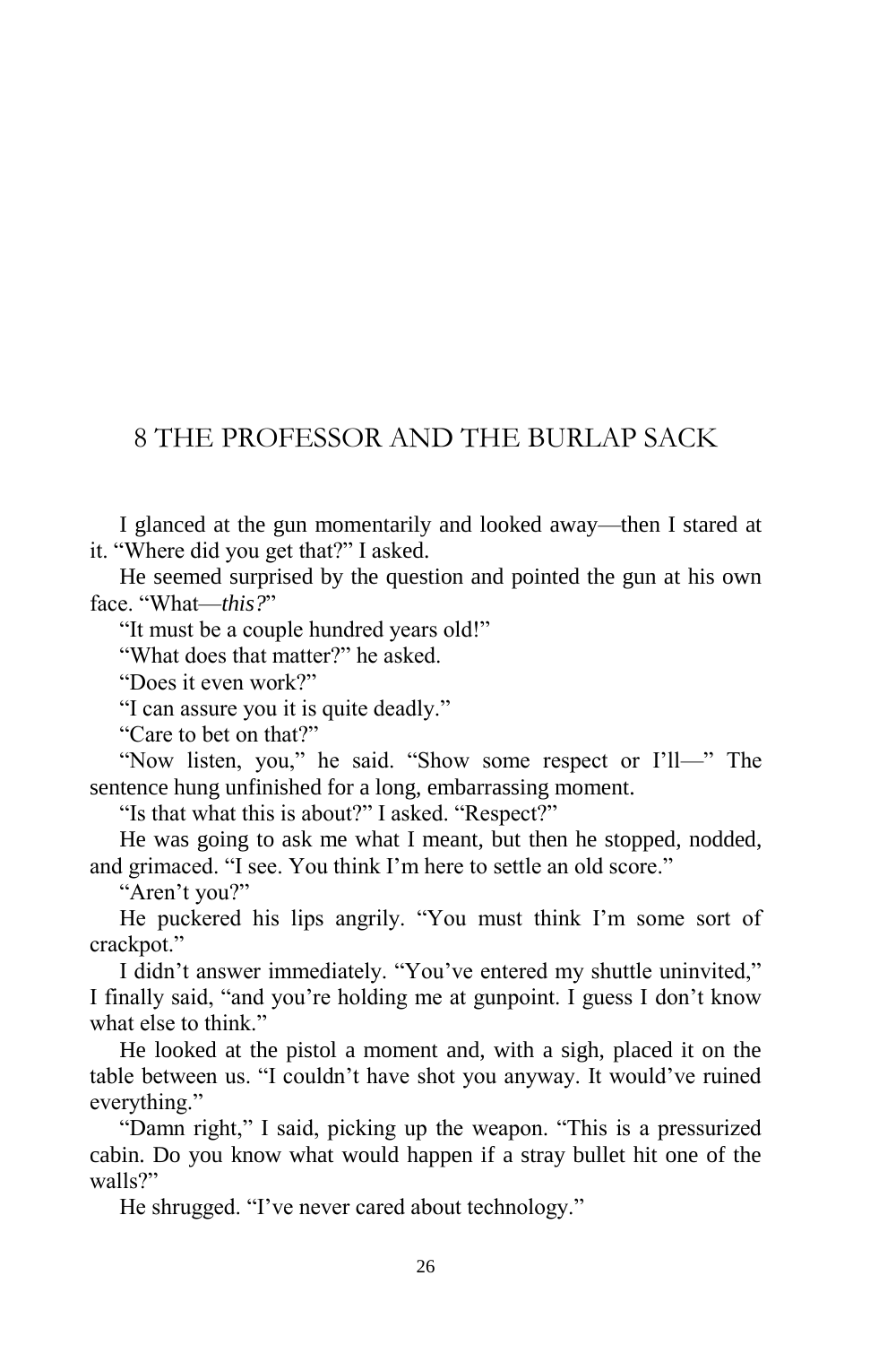# 8 THE PROFESSOR AND THE BURLAP SACK

I glanced at the gun momentarily and looked away—then I stared at it. "Where did you get that?" I asked.

He seemed surprised by the question and pointed the gun at his own face. "What—*this?*"

"It must be a couple hundred years old!"

"What does that matter?" he asked.

"Does it even work?"

"I can assure you it is quite deadly."

"Care to bet on that?"

"Now listen, you," he said. "Show some respect or I'll—" The sentence hung unfinished for a long, embarrassing moment.

"Is that what this is about?" I asked. "Respect?"

He was going to ask me what I meant, but then he stopped, nodded, and grimaced. "I see. You think I'm here to settle an old score."

"Aren't you?"

He puckered his lips angrily. "You must think I'm some sort of crackpot."

I didn't answer immediately. "You've entered my shuttle uninvited," I finally said, "and you're holding me at gunpoint. I guess I don't know what else to think."

He looked at the pistol a moment and, with a sigh, placed it on the table between us. "I couldn't have shot you anyway. It would've ruined everything."

"Damn right," I said, picking up the weapon. "This is a pressurized cabin. Do you know what would happen if a stray bullet hit one of the walls?"

He shrugged. "I've never cared about technology."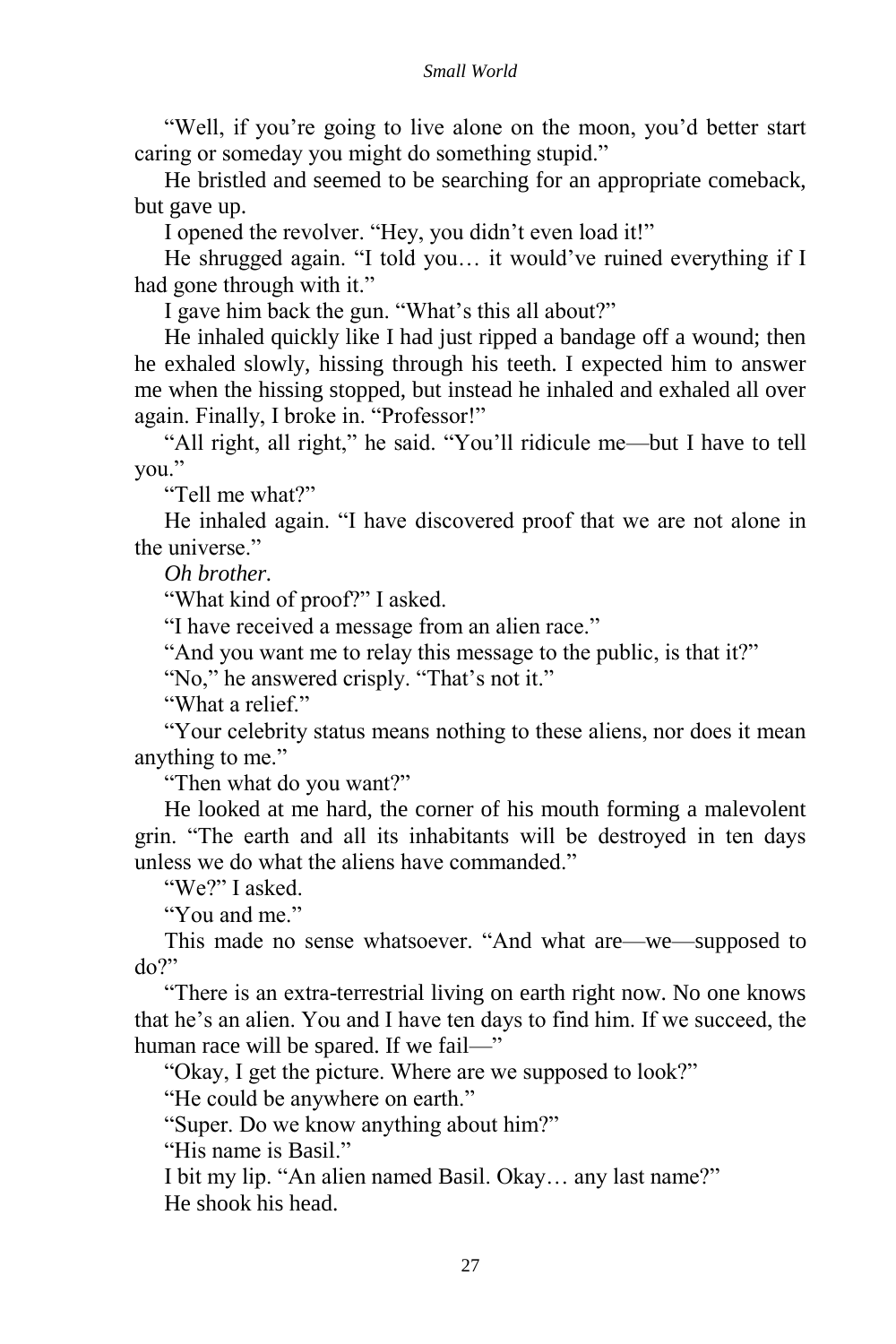"Well, if you're going to live alone on the moon, you'd better start caring or someday you might do something stupid."

He bristled and seemed to be searching for an appropriate comeback, but gave up.

I opened the revolver. "Hey, you didn't even load it!"

He shrugged again. "I told you… it would've ruined everything if I had gone through with it."

I gave him back the gun. "What's this all about?"

He inhaled quickly like I had just ripped a bandage off a wound; then he exhaled slowly, hissing through his teeth. I expected him to answer me when the hissing stopped, but instead he inhaled and exhaled all over again. Finally, I broke in. "Professor!"

"All right, all right," he said. "You'll ridicule me—but I have to tell you."

"Tell me what?"

He inhaled again. "I have discovered proof that we are not alone in the universe."

*Oh brother.*

"What kind of proof?" I asked.

"I have received a message from an alien race."

"And you want me to relay this message to the public, is that it?"

"No," he answered crisply. "That's not it."

"What a relief."

"Your celebrity status means nothing to these aliens, nor does it mean anything to me."

"Then what do you want?"

He looked at me hard, the corner of his mouth forming a malevolent grin. "The earth and all its inhabitants will be destroyed in ten days unless we do what the aliens have commanded."

"We?" I asked.

"You and me."

This made no sense whatsoever. "And what are—we—supposed to do?"

"There is an extra-terrestrial living on earth right now. No one knows that he's an alien. You and I have ten days to find him. If we succeed, the human race will be spared. If we fail—"

"Okay, I get the picture. Where are we supposed to look?"

"He could be anywhere on earth."

"Super. Do we know anything about him?"

"His name is Basil."

I bit my lip. "An alien named Basil. Okay… any last name?"

He shook his head.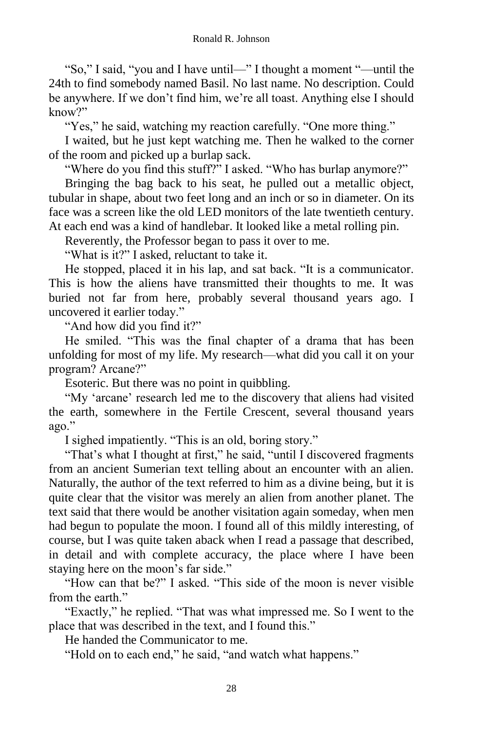"So," I said, "you and I have until—" I thought a moment "—until the 24th to find somebody named Basil. No last name. No description. Could be anywhere. If we don't find him, we're all toast. Anything else I should know?"

"Yes," he said, watching my reaction carefully. "One more thing."

I waited, but he just kept watching me. Then he walked to the corner of the room and picked up a burlap sack.

"Where do you find this stuff?" I asked. "Who has burlap anymore?"

Bringing the bag back to his seat, he pulled out a metallic object, tubular in shape, about two feet long and an inch or so in diameter. On its face was a screen like the old LED monitors of the late twentieth century. At each end was a kind of handlebar. It looked like a metal rolling pin.

Reverently, the Professor began to pass it over to me.

"What is it?" I asked, reluctant to take it.

He stopped, placed it in his lap, and sat back. "It is a communicator. This is how the aliens have transmitted their thoughts to me. It was buried not far from here, probably several thousand years ago. I uncovered it earlier today."

"And how did you find it?"

He smiled. "This was the final chapter of a drama that has been unfolding for most of my life. My research—what did you call it on your program? Arcane?"

Esoteric. But there was no point in quibbling.

"My 'arcane' research led me to the discovery that aliens had visited the earth, somewhere in the Fertile Crescent, several thousand years ago."

I sighed impatiently. "This is an old, boring story."

"That's what I thought at first," he said, "until I discovered fragments from an ancient Sumerian text telling about an encounter with an alien. Naturally, the author of the text referred to him as a divine being, but it is quite clear that the visitor was merely an alien from another planet. The text said that there would be another visitation again someday, when men had begun to populate the moon. I found all of this mildly interesting, of course, but I was quite taken aback when I read a passage that described, in detail and with complete accuracy, the place where I have been staying here on the moon's far side."

"How can that be?" I asked. "This side of the moon is never visible from the earth."

"Exactly," he replied. "That was what impressed me. So I went to the place that was described in the text, and I found this."

He handed the Communicator to me.

"Hold on to each end," he said, "and watch what happens."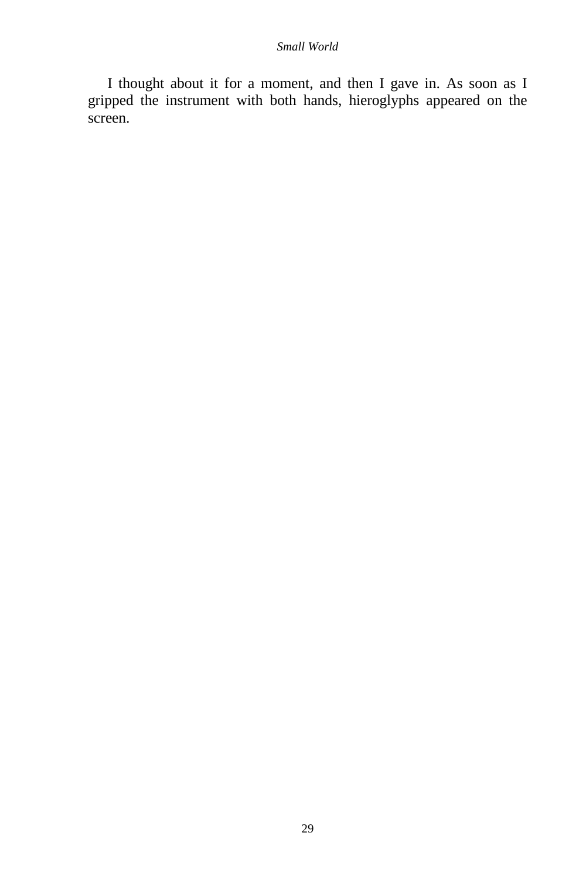I thought about it for a moment, and then I gave in. As soon as I gripped the instrument with both hands, hieroglyphs appeared on the screen.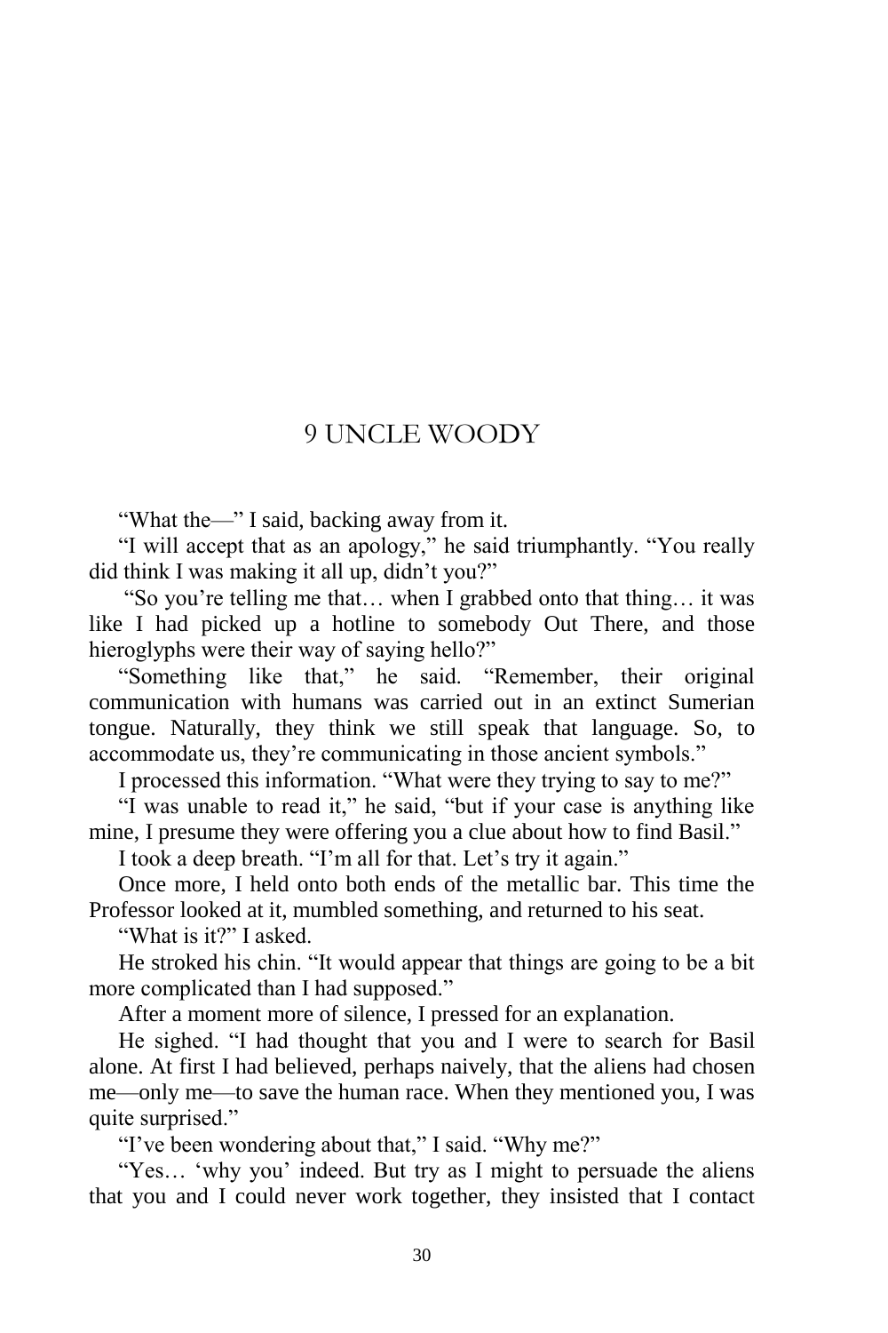# 9 UNCLE WOODY

"What the—" I said, backing away from it.

"I will accept that as an apology," he said triumphantly. "You really did think I was making it all up, didn't you?"

"So you're telling me that… when I grabbed onto that thing… it was like I had picked up a hotline to somebody Out There, and those hieroglyphs were their way of saying hello?"

"Something like that," he said. "Remember, their original communication with humans was carried out in an extinct Sumerian tongue. Naturally, they think we still speak that language. So, to accommodate us, they're communicating in those ancient symbols."

I processed this information. "What were they trying to say to me?"

"I was unable to read it," he said, "but if your case is anything like mine, I presume they were offering you a clue about how to find Basil."

I took a deep breath. "I'm all for that. Let's try it again."

Once more, I held onto both ends of the metallic bar. This time the Professor looked at it, mumbled something, and returned to his seat.

"What is it?" I asked.

He stroked his chin. "It would appear that things are going to be a bit more complicated than I had supposed."

After a moment more of silence, I pressed for an explanation.

He sighed. "I had thought that you and I were to search for Basil alone. At first I had believed, perhaps naively, that the aliens had chosen me—only me—to save the human race. When they mentioned you, I was quite surprised."

"I've been wondering about that," I said. "Why me?"

"Yes… 'why you' indeed. But try as I might to persuade the aliens that you and I could never work together, they insisted that I contact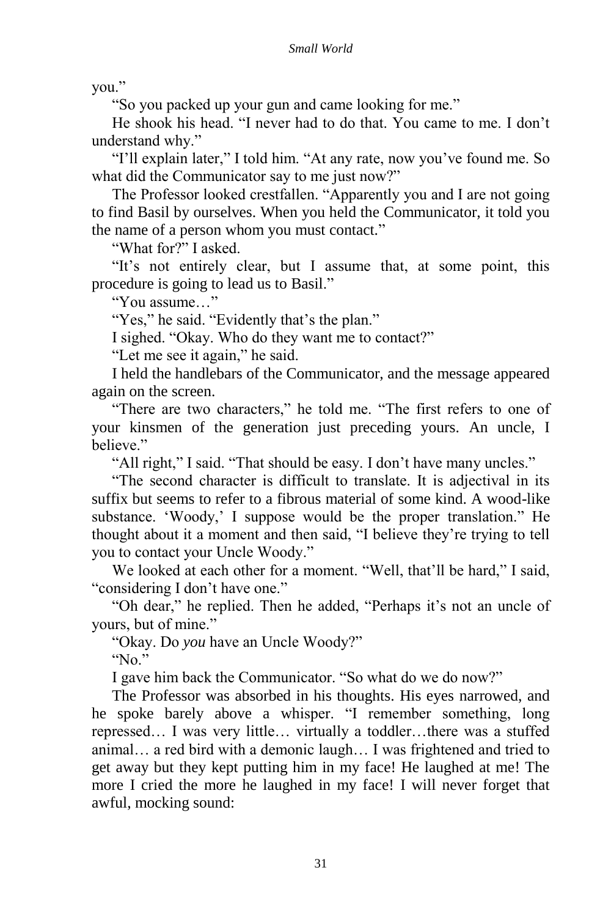you."

"So you packed up your gun and came looking for me."

He shook his head. "I never had to do that. You came to me. I don't understand why."

"I'll explain later," I told him. "At any rate, now you've found me. So what did the Communicator say to me just now?"

The Professor looked crestfallen. "Apparently you and I are not going to find Basil by ourselves. When you held the Communicator, it told you the name of a person whom you must contact."

"What for?" I asked.

"It's not entirely clear, but I assume that, at some point, this procedure is going to lead us to Basil."

"You assume…"

"Yes," he said. "Evidently that's the plan."

I sighed. "Okay. Who do they want me to contact?"

"Let me see it again," he said.

I held the handlebars of the Communicator, and the message appeared again on the screen.

"There are two characters," he told me. "The first refers to one of your kinsmen of the generation just preceding yours. An uncle, I believe."

"All right," I said. "That should be easy. I don't have many uncles."

"The second character is difficult to translate. It is adjectival in its suffix but seems to refer to a fibrous material of some kind. A wood-like substance. 'Woody,' I suppose would be the proper translation." He thought about it a moment and then said, "I believe they're trying to tell you to contact your Uncle Woody."

We looked at each other for a moment. "Well, that'll be hard," I said, "considering I don't have one."

"Oh dear," he replied. Then he added, "Perhaps it's not an uncle of yours, but of mine."

"Okay. Do *you* have an Uncle Woody?"

"No."

I gave him back the Communicator. "So what do we do now?"

The Professor was absorbed in his thoughts. His eyes narrowed, and he spoke barely above a whisper. "I remember something, long repressed… I was very little… virtually a toddler…there was a stuffed animal… a red bird with a demonic laugh… I was frightened and tried to get away but they kept putting him in my face! He laughed at me! The more I cried the more he laughed in my face! I will never forget that awful, mocking sound: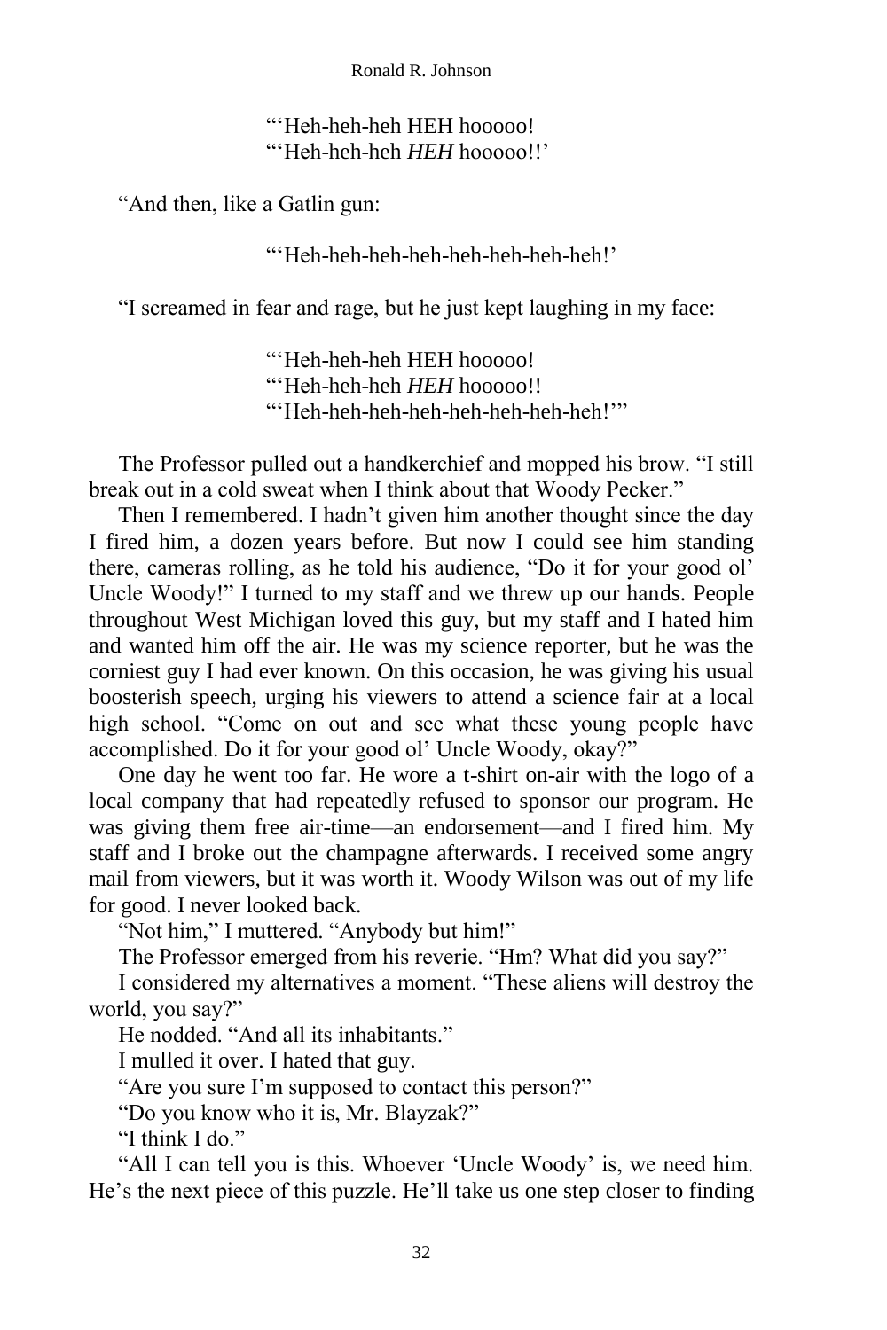"'Heh-heh-heh HEH hooooo!  
"'Heh-heh-heh *HEH* hooooo!!'

"And then, like a Gatlin gun:

"'Heh-heh-heh-heh-heh-heh-heh-heh!'

"I screamed in fear and rage, but he just kept laughing in my face:

"'Heh-heh-heh HEH hooooo!  
"'Heh-heh-heh *HEH* hooooo!!  
"'Heh-heh-heh-heh-heh-heh-heh-heh!'"

The Professor pulled out a handkerchief and mopped his brow. "I still break out in a cold sweat when I think about that Woody Pecker."

Then I remembered. I hadn't given him another thought since the day I fired him, a dozen years before. But now I could see him standing there, cameras rolling, as he told his audience, "Do it for your good ol' Uncle Woody!" I turned to my staff and we threw up our hands. People throughout West Michigan loved this guy, but my staff and I hated him and wanted him off the air. He was my science reporter, but he was the corniest guy I had ever known. On this occasion, he was giving his usual boosterish speech, urging his viewers to attend a science fair at a local high school. "Come on out and see what these young people have accomplished. Do it for your good ol' Uncle Woody, okay?"

One day he went too far. He wore a t-shirt on-air with the logo of a local company that had repeatedly refused to sponsor our program. He was giving them free air-time—an endorsement—and I fired him. My staff and I broke out the champagne afterwards. I received some angry mail from viewers, but it was worth it. Woody Wilson was out of my life for good. I never looked back.

"Not him," I muttered. "Anybody but him!"

The Professor emerged from his reverie. "Hm? What did you say?"

I considered my alternatives a moment. "These aliens will destroy the world, you say?"

He nodded. "And all its inhabitants."

I mulled it over. I hated that guy.

"Are you sure I'm supposed to contact this person?"

"Do you know who it is, Mr. Blayzak?"

"I think I do."

"All I can tell you is this. Whoever 'Uncle Woody' is, we need him. He's the next piece of this puzzle. He'll take us one step closer to finding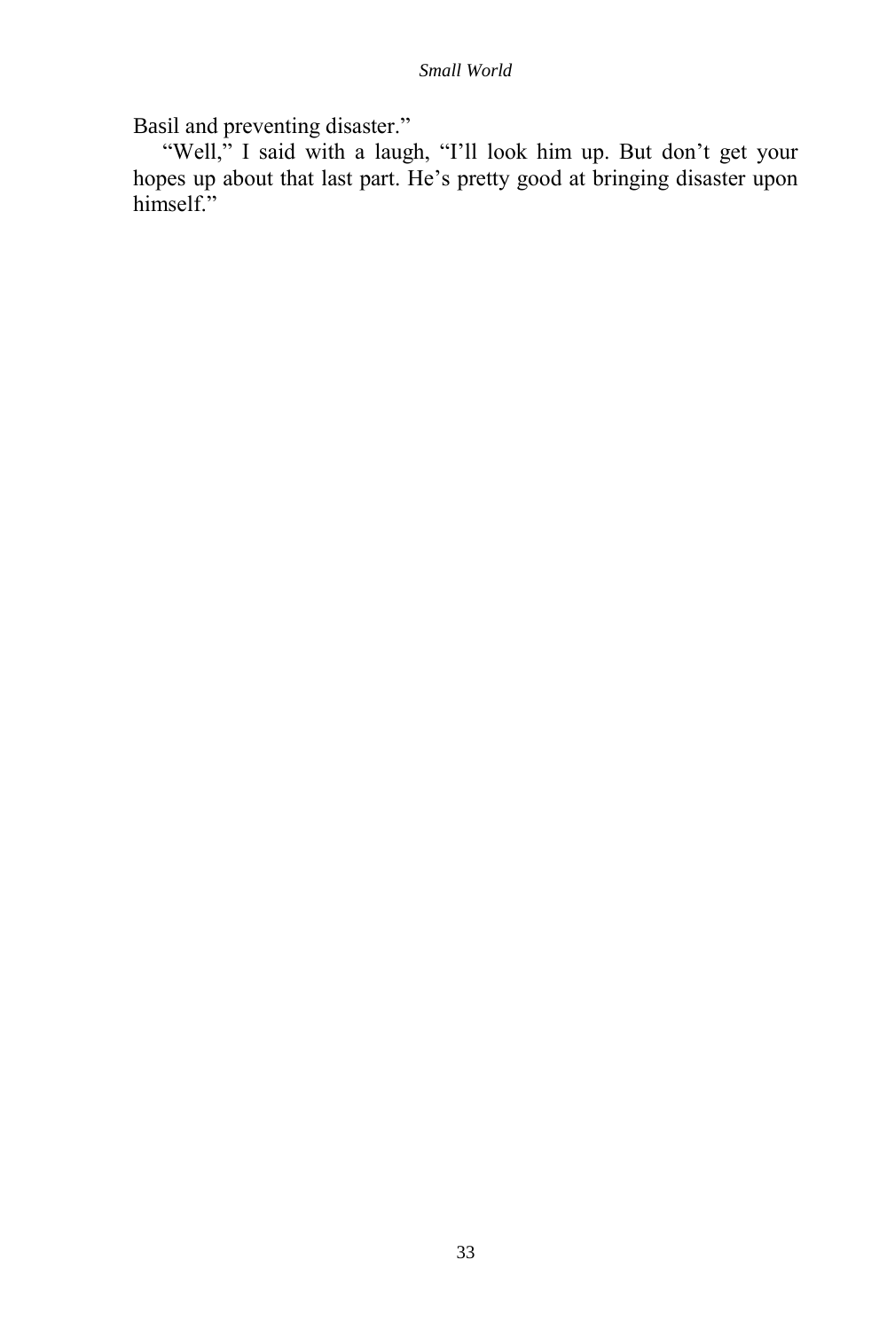Basil and preventing disaster."

"Well," I said with a laugh, "I'll look him up. But don't get your hopes up about that last part. He's pretty good at bringing disaster upon himself."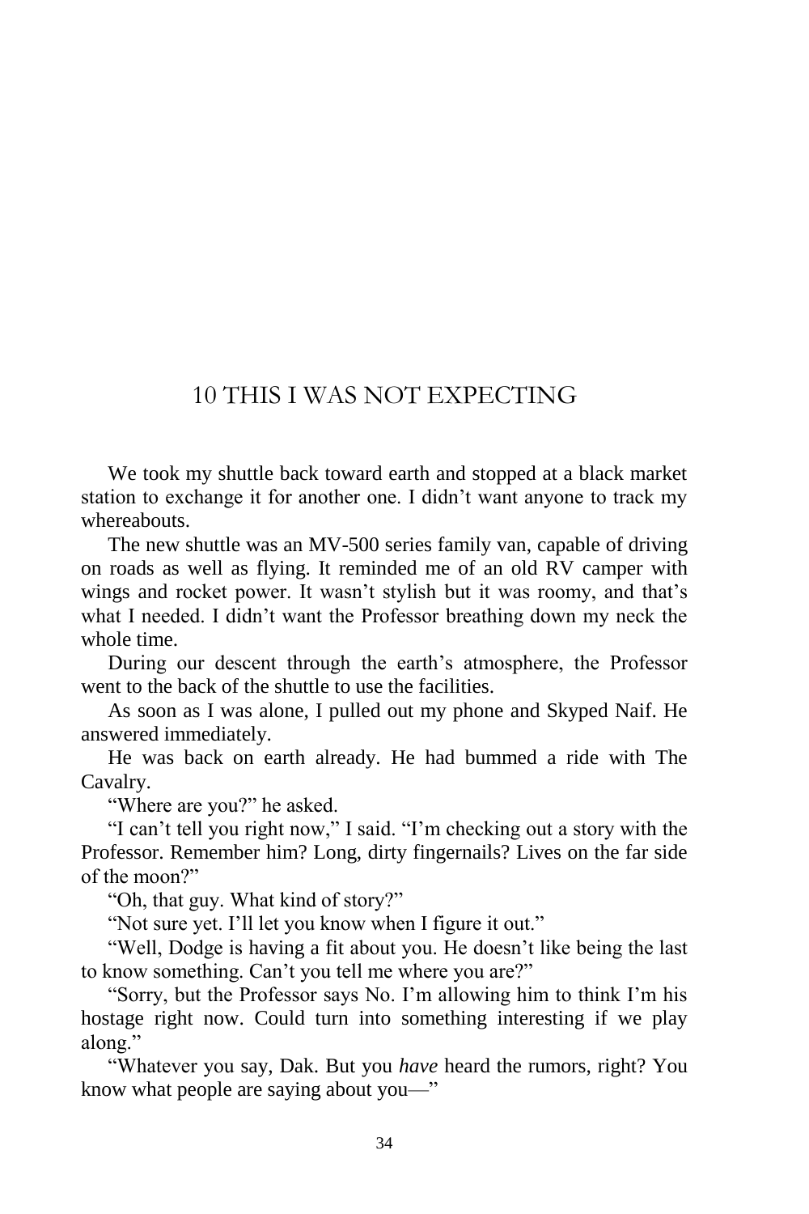# 10 THIS I WAS NOT EXPECTING

We took my shuttle back toward earth and stopped at a black market station to exchange it for another one. I didn't want anyone to track my whereabouts.

The new shuttle was an MV-500 series family van, capable of driving on roads as well as flying. It reminded me of an old RV camper with wings and rocket power. It wasn't stylish but it was roomy, and that's what I needed. I didn't want the Professor breathing down my neck the whole time.

During our descent through the earth's atmosphere, the Professor went to the back of the shuttle to use the facilities.

As soon as I was alone, I pulled out my phone and Skyped Naif. He answered immediately.

He was back on earth already. He had bummed a ride with The Cavalry.

"Where are you?" he asked.

"I can't tell you right now," I said. "I'm checking out a story with the Professor. Remember him? Long, dirty fingernails? Lives on the far side of the moon?"

"Oh, that guy. What kind of story?"

"Not sure yet. I'll let you know when I figure it out."

"Well, Dodge is having a fit about you. He doesn't like being the last to know something. Can't you tell me where you are?"

"Sorry, but the Professor says No. I'm allowing him to think I'm his hostage right now. Could turn into something interesting if we play along."

"Whatever you say, Dak. But you *have* heard the rumors, right? You know what people are saying about you—"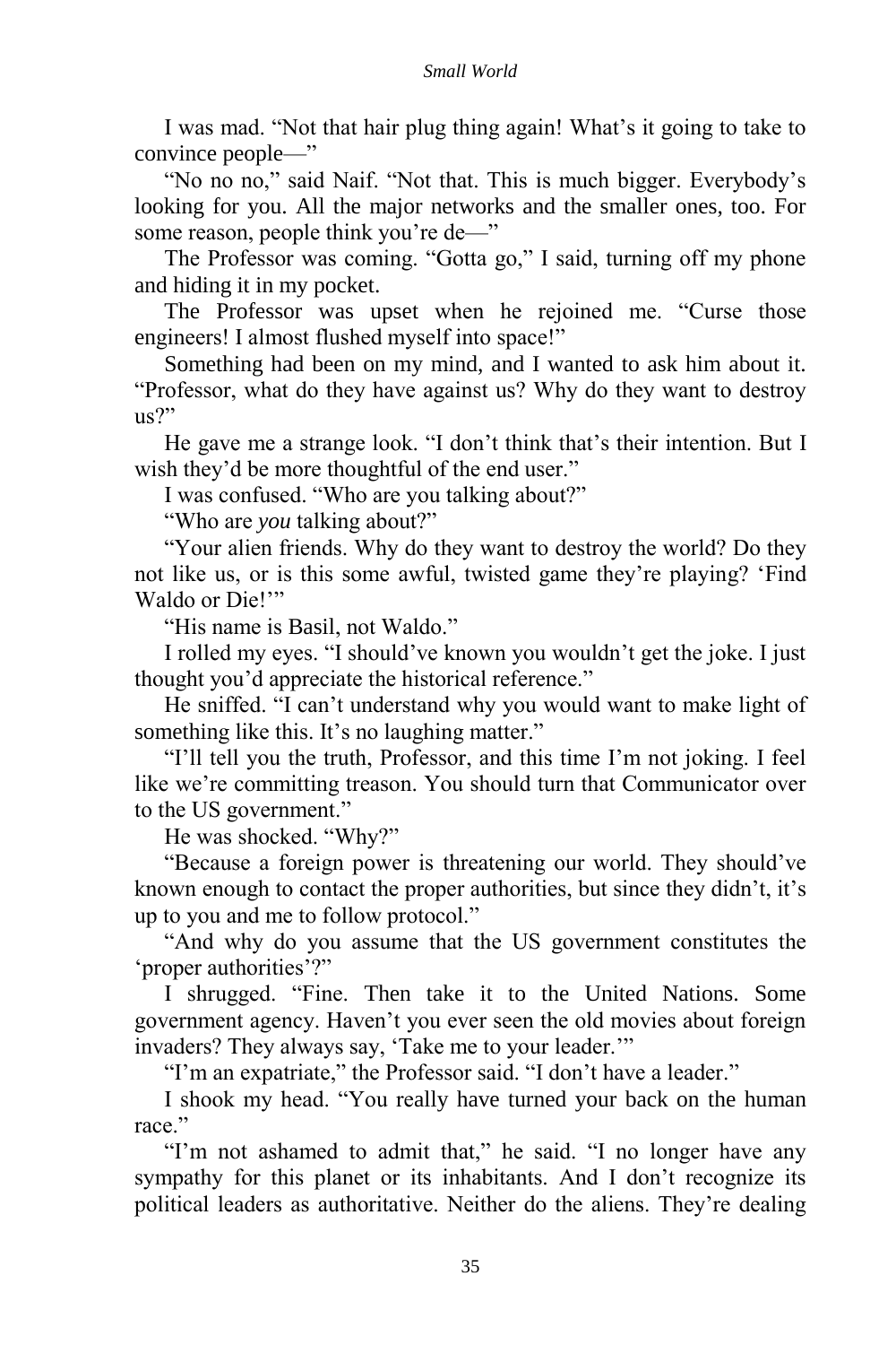I was mad. “Not that hair plug thing again! What’s it going to take to convince people—”

“No no no,” said Naif. “Not that. This is much bigger. Everybody’s looking for you. All the major networks and the smaller ones, too. For some reason, people think you’re de—”

The Professor was coming. “Gotta go,” I said, turning off my phone and hiding it in my pocket.

The Professor was upset when he rejoined me. “Curse those engineers! I almost flushed myself into space!”

Something had been on my mind, and I wanted to ask him about it. “Professor, what do they have against us? Why do they want to destroy us?”

He gave me a strange look. “I don’t think that’s their intention. But I wish they’d be more thoughtful of the end user.”

I was confused. “Who are you talking about?”

“Who are *you* talking about?”

“Your alien friends. Why do they want to destroy the world? Do they not like us, or is this some awful, twisted game they’re playing? ‘Find Waldo or Die!’”

“His name is Basil, not Waldo.”

I rolled my eyes. “I should’ve known you wouldn’t get the joke. I just thought you’d appreciate the historical reference.”

He sniffed. “I can’t understand why you would want to make light of something like this. It’s no laughing matter.”

“I’ll tell you the truth, Professor, and this time I’m not joking. I feel like we’re committing treason. You should turn that Communicator over to the US government.”

He was shocked. “Why?”

“Because a foreign power is threatening our world. They should’ve known enough to contact the proper authorities, but since they didn’t, it’s up to you and me to follow protocol.”

“And why do you assume that the US government constitutes the ‘proper authorities’?”

I shrugged. “Fine. Then take it to the United Nations. Some government agency. Haven’t you ever seen the old movies about foreign invaders? They always say, ‘Take me to your leader.’”

“I’m an expatriate,” the Professor said. “I don’t have a leader.”

I shook my head. “You really have turned your back on the human race.”

“I’m not ashamed to admit that,” he said. “I no longer have any sympathy for this planet or its inhabitants. And I don’t recognize its political leaders as authoritative. Neither do the aliens. They’re dealing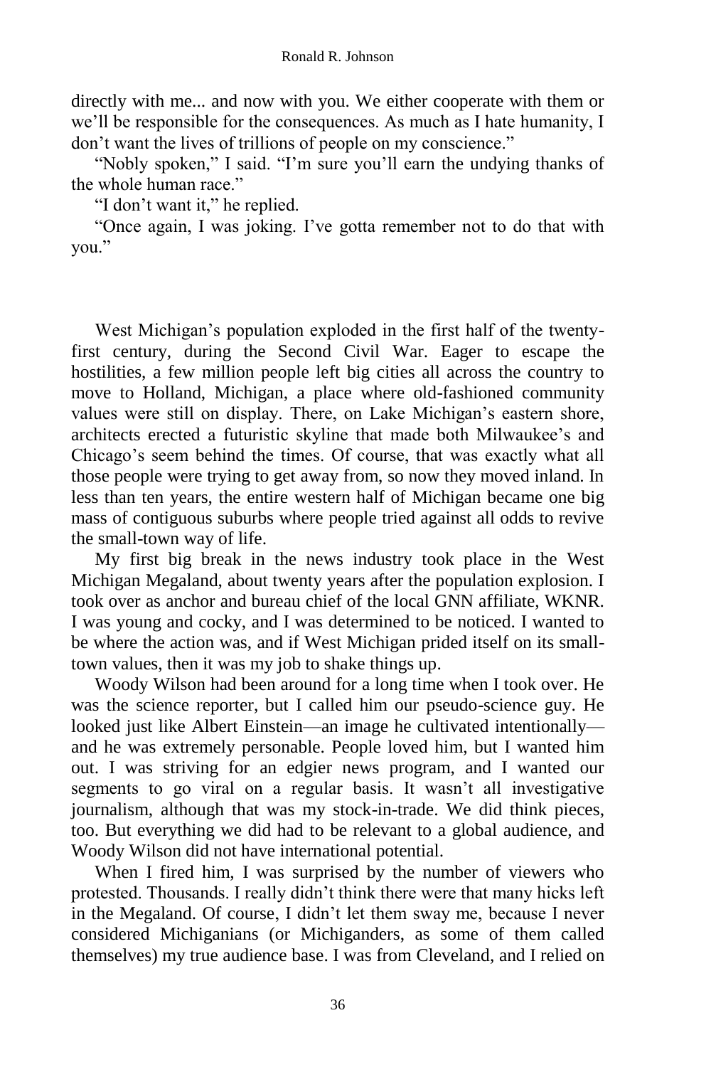directly with me... and now with you. We either cooperate with them or we'll be responsible for the consequences. As much as I hate humanity, I don't want the lives of trillions of people on my conscience."

"Nobly spoken," I said. "I'm sure you'll earn the undying thanks of the whole human race."

"I don't want it," he replied.

"Once again, I was joking. I've gotta remember not to do that with you."

West Michigan's population exploded in the first half of the twenty-first century, during the Second Civil War. Eager to escape the hostilities, a few million people left big cities all across the country to move to Holland, Michigan, a place where old-fashioned community values were still on display. There, on Lake Michigan's eastern shore, architects erected a futuristic skyline that made both Milwaukee's and Chicago's seem behind the times. Of course, that was exactly what all those people were trying to get away from, so now they moved inland. In less than ten years, the entire western half of Michigan became one big mass of contiguous suburbs where people tried against all odds to revive the small-town way of life.

My first big break in the news industry took place in the West Michigan Megaland, about twenty years after the population explosion. I took over as anchor and bureau chief of the local GNN affiliate, WKNR. I was young and cocky, and I was determined to be noticed. I wanted to be where the action was, and if West Michigan prided itself on its small-town values, then it was my job to shake things up.

Woody Wilson had been around for a long time when I took over. He was the science reporter, but I called him our pseudo-science guy. He looked just like Albert Einstein—an image he cultivated intentionally—and he was extremely personable. People loved him, but I wanted him out. I was striving for an edgier news program, and I wanted our segments to go viral on a regular basis. It wasn't all investigative journalism, although that was my stock-in-trade. We did think pieces, too. But everything we did had to be relevant to a global audience, and Woody Wilson did not have international potential.

When I fired him, I was surprised by the number of viewers who protested. Thousands. I really didn't think there were that many hicks left in the Megaland. Of course, I didn't let them sway me, because I never considered Michiganians (or Michiganders, as some of them called themselves) my true audience base. I was from Cleveland, and I relied on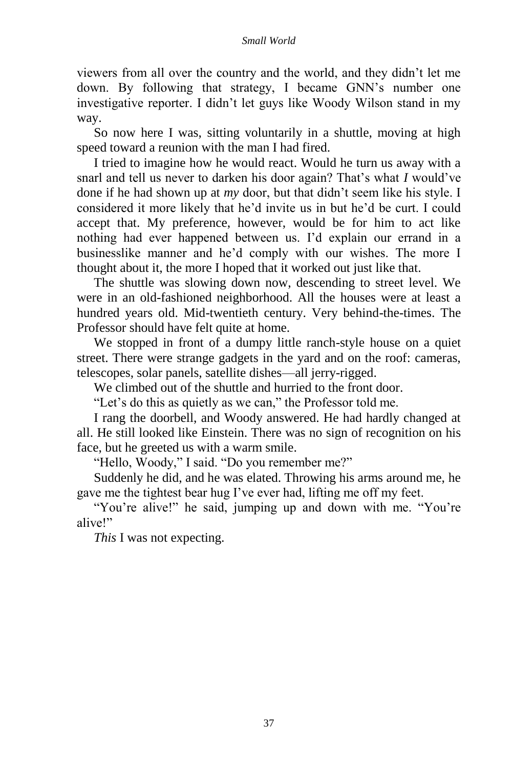viewers from all over the country and the world, and they didn't let me down. By following that strategy, I became GNN's number one investigative reporter. I didn't let guys like Woody Wilson stand in my way.

So now here I was, sitting voluntarily in a shuttle, moving at high speed toward a reunion with the man I had fired.

I tried to imagine how he would react. Would he turn us away with a snarl and tell us never to darken his door again? That's what *I* would've done if he had shown up at *my* door, but that didn't seem like his style. I considered it more likely that he'd invite us in but he'd be curt. I could accept that. My preference, however, would be for him to act like nothing had ever happened between us. I'd explain our errand in a businesslike manner and he'd comply with our wishes. The more I thought about it, the more I hoped that it worked out just like that.

The shuttle was slowing down now, descending to street level. We were in an old-fashioned neighborhood. All the houses were at least a hundred years old. Mid-twentieth century. Very behind-the-times. The Professor should have felt quite at home.

We stopped in front of a dumpy little ranch-style house on a quiet street. There were strange gadgets in the yard and on the roof: cameras, telescopes, solar panels, satellite dishes—all jerry-rigged.

We climbed out of the shuttle and hurried to the front door.

"Let's do this as quietly as we can," the Professor told me.

I rang the doorbell, and Woody answered. He had hardly changed at all. He still looked like Einstein. There was no sign of recognition on his face, but he greeted us with a warm smile.

"Hello, Woody," I said. "Do you remember me?"

Suddenly he did, and he was elated. Throwing his arms around me, he gave me the tightest bear hug I've ever had, lifting me off my feet.

"You're alive!" he said, jumping up and down with me. "You're alive!"

*This* I was not expecting.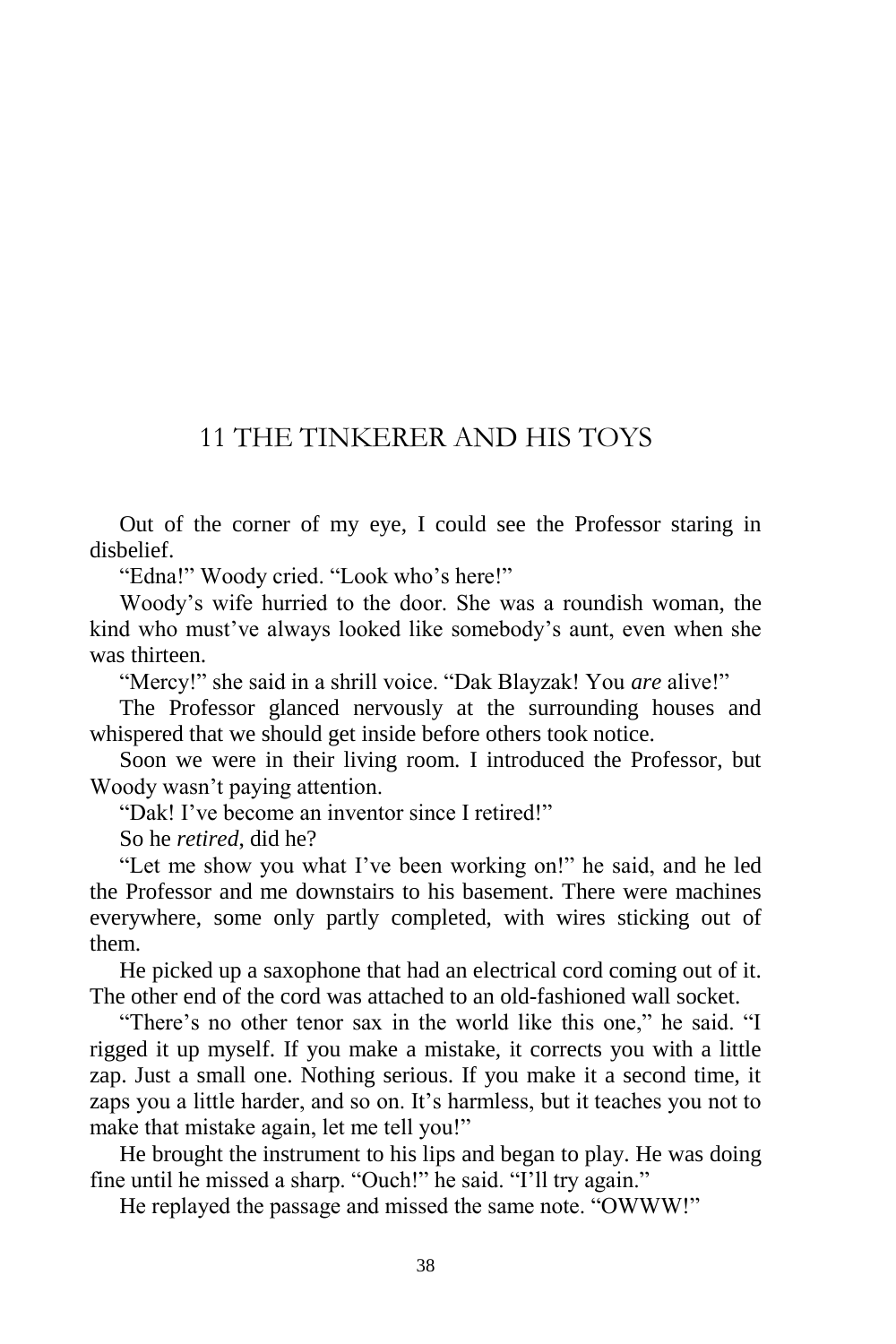# 11 THE TINKERER AND HIS TOYS

Out of the corner of my eye, I could see the Professor staring in disbelief.

"Edna!" Woody cried. "Look who's here!"

Woody's wife hurried to the door. She was a roundish woman, the kind who must've always looked like somebody's aunt, even when she was thirteen.

"Mercy!" she said in a shrill voice. "Dak Blayzak! You *are* alive!"

The Professor glanced nervously at the surrounding houses and whispered that we should get inside before others took notice.

Soon we were in their living room. I introduced the Professor, but Woody wasn't paying attention.

"Dak! I've become an inventor since I retired!"

So he *retired*, did he?

"Let me show you what I've been working on!" he said, and he led the Professor and me downstairs to his basement. There were machines everywhere, some only partly completed, with wires sticking out of them.

He picked up a saxophone that had an electrical cord coming out of it. The other end of the cord was attached to an old-fashioned wall socket.

"There's no other tenor sax in the world like this one," he said. "I rigged it up myself. If you make a mistake, it corrects you with a little zap. Just a small one. Nothing serious. If you make it a second time, it zaps you a little harder, and so on. It's harmless, but it teaches you not to make that mistake again, let me tell you!"

He brought the instrument to his lips and began to play. He was doing fine until he missed a sharp. "Ouch!" he said. "I'll try again."

He replayed the passage and missed the same note. "OWWW!"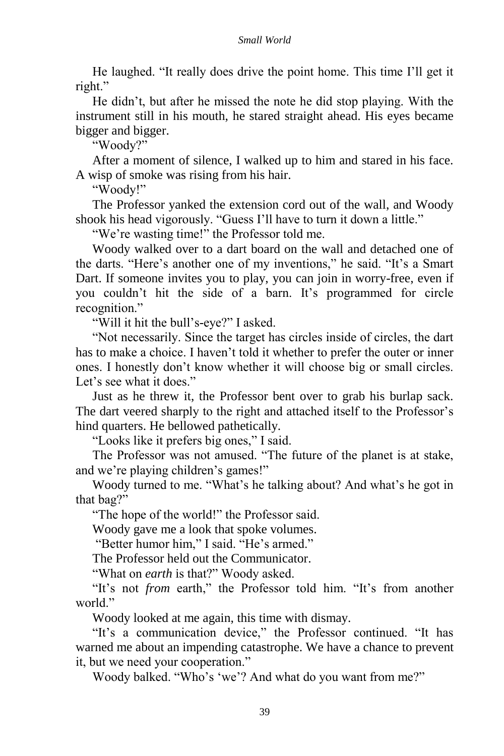He laughed. "It really does drive the point home. This time I'll get it right."

He didn't, but after he missed the note he did stop playing. With the instrument still in his mouth, he stared straight ahead. His eyes became bigger and bigger.

"Woody?"

After a moment of silence, I walked up to him and stared in his face. A wisp of smoke was rising from his hair.

"Woody!"

The Professor yanked the extension cord out of the wall, and Woody shook his head vigorously. "Guess I'll have to turn it down a little."

"We're wasting time!" the Professor told me.

Woody walked over to a dart board on the wall and detached one of the darts. "Here's another one of my inventions," he said. "It's a Smart Dart. If someone invites you to play, you can join in worry-free, even if you couldn't hit the side of a barn. It's programmed for circle recognition."

"Will it hit the bull's-eye?" I asked.

"Not necessarily. Since the target has circles inside of circles, the dart has to make a choice. I haven't told it whether to prefer the outer or inner ones. I honestly don't know whether it will choose big or small circles. Let's see what it does."

Just as he threw it, the Professor bent over to grab his burlap sack. The dart veered sharply to the right and attached itself to the Professor's hind quarters. He bellowed pathetically.

"Looks like it prefers big ones," I said.

The Professor was not amused. "The future of the planet is at stake, and we're playing children's games!"

Woody turned to me. "What's he talking about? And what's he got in that bag?"

"The hope of the world!" the Professor said.

Woody gave me a look that spoke volumes.

"Better humor him," I said. "He's armed."

The Professor held out the Communicator.

"What on *earth* is that?" Woody asked.

"It's not *from* earth," the Professor told him. "It's from another world."

Woody looked at me again, this time with dismay.

"It's a communication device," the Professor continued. "It has warned me about an impending catastrophe. We have a chance to prevent it, but we need your cooperation."

Woody balked. "Who's 'we'? And what do you want from me?"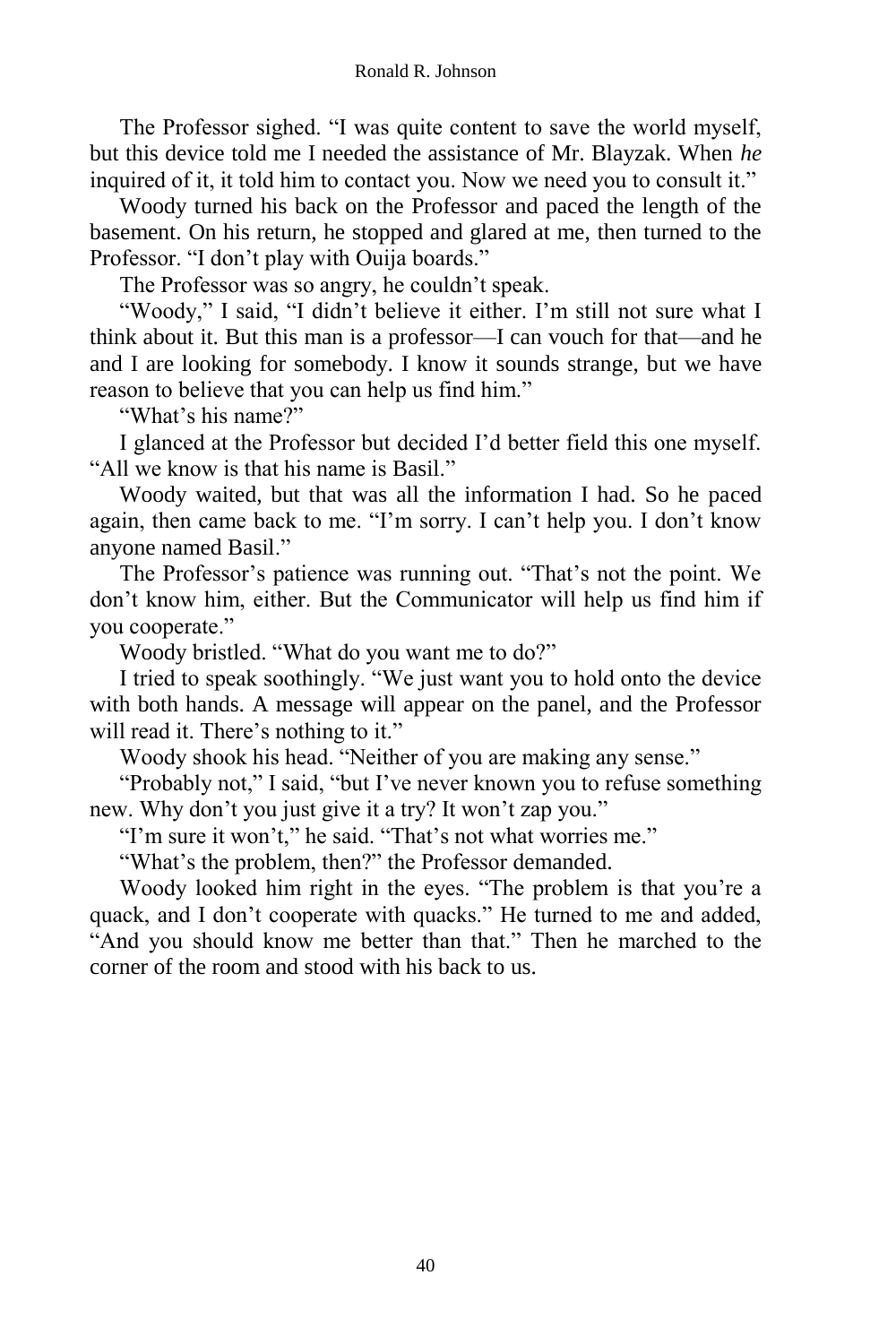The Professor sighed. "I was quite content to save the world myself, but this device told me I needed the assistance of Mr. Blayzak. When *he* inquired of it, it told him to contact you. Now we need you to consult it."

Woody turned his back on the Professor and paced the length of the basement. On his return, he stopped and glared at me, then turned to the Professor. "I don't play with Ouija boards."

The Professor was so angry, he couldn't speak.

"Woody," I said, "I didn't believe it either. I'm still not sure what I think about it. But this man is a professor—I can vouch for that—and he and I are looking for somebody. I know it sounds strange, but we have reason to believe that you can help us find him."

"What's his name?"

I glanced at the Professor but decided I'd better field this one myself. "All we know is that his name is Basil."

Woody waited, but that was all the information I had. So he paced again, then came back to me. "I'm sorry. I can't help you. I don't know anyone named Basil."

The Professor's patience was running out. "That's not the point. We don't know him, either. But the Communicator will help us find him if you cooperate."

Woody bristled. "What do you want me to do?"

I tried to speak soothingly. "We just want you to hold onto the device with both hands. A message will appear on the panel, and the Professor will read it. There's nothing to it."

Woody shook his head. "Neither of you are making any sense."

"Probably not," I said, "but I've never known you to refuse something new. Why don't you just give it a try? It won't zap you."

"I'm sure it won't," he said. "That's not what worries me."

"What's the problem, then?" the Professor demanded.

Woody looked him right in the eyes. "The problem is that you're a quack, and I don't cooperate with quacks." He turned to me and added, "And you should know me better than that." Then he marched to the corner of the room and stood with his back to us.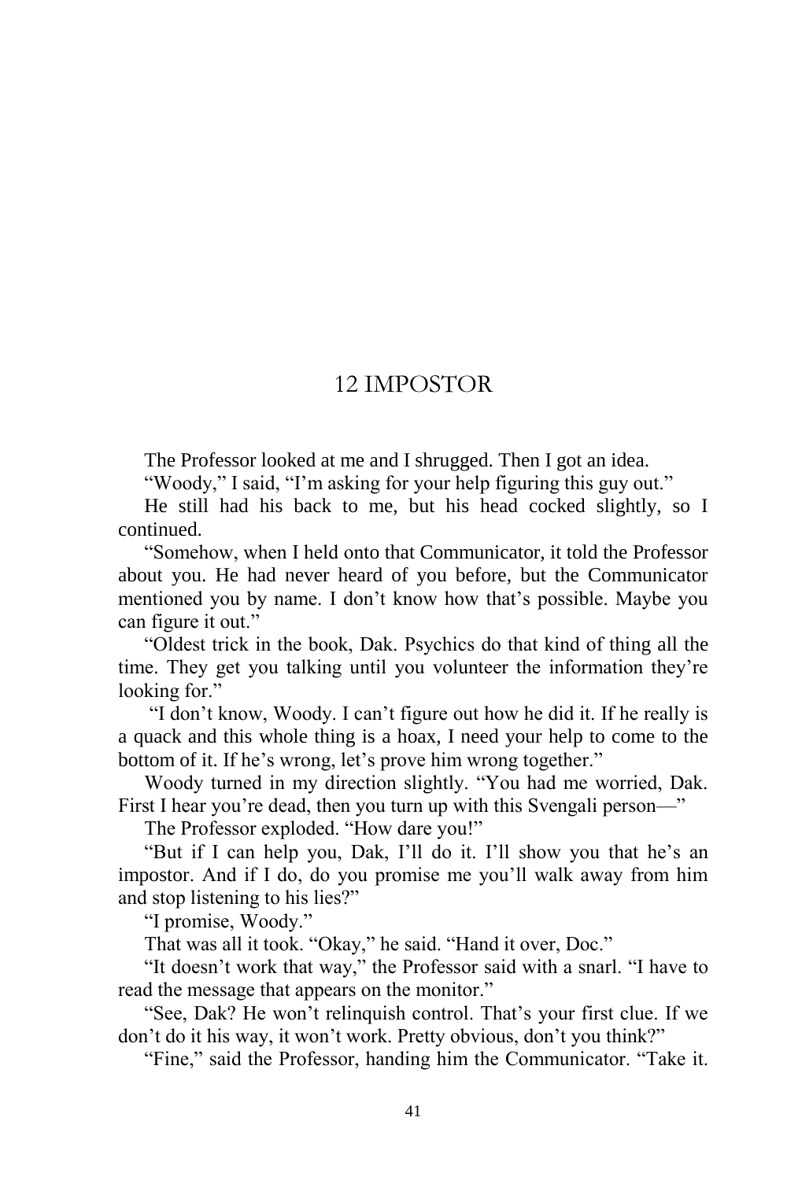# 12 IMPOSTOR

The Professor looked at me and I shrugged. Then I got an idea.

"Woody," I said, "I'm asking for your help figuring this guy out."

He still had his back to me, but his head cocked slightly, so I continued.

"Somehow, when I held onto that Communicator, it told the Professor about you. He had never heard of you before, but the Communicator mentioned you by name. I don't know how that's possible. Maybe you can figure it out."

"Oldest trick in the book, Dak. Psychics do that kind of thing all the time. They get you talking until you volunteer the information they're looking for."

"I don't know, Woody. I can't figure out how he did it. If he really is a quack and this whole thing is a hoax, I need your help to come to the bottom of it. If he's wrong, let's prove him wrong together."

Woody turned in my direction slightly. "You had me worried, Dak. First I hear you're dead, then you turn up with this Svengali person—"

The Professor exploded. "How dare you!"

"But if I can help you, Dak, I'll do it. I'll show you that he's an impostor. And if I do, do you promise me you'll walk away from him and stop listening to his lies?"

"I promise, Woody."

That was all it took. "Okay," he said. "Hand it over, Doc."

"It doesn't work that way," the Professor said with a snarl. "I have to read the message that appears on the monitor."

"See, Dak? He won't relinquish control. That's your first clue. If we don't do it his way, it won't work. Pretty obvious, don't you think?"

"Fine," said the Professor, handing him the Communicator. "Take it.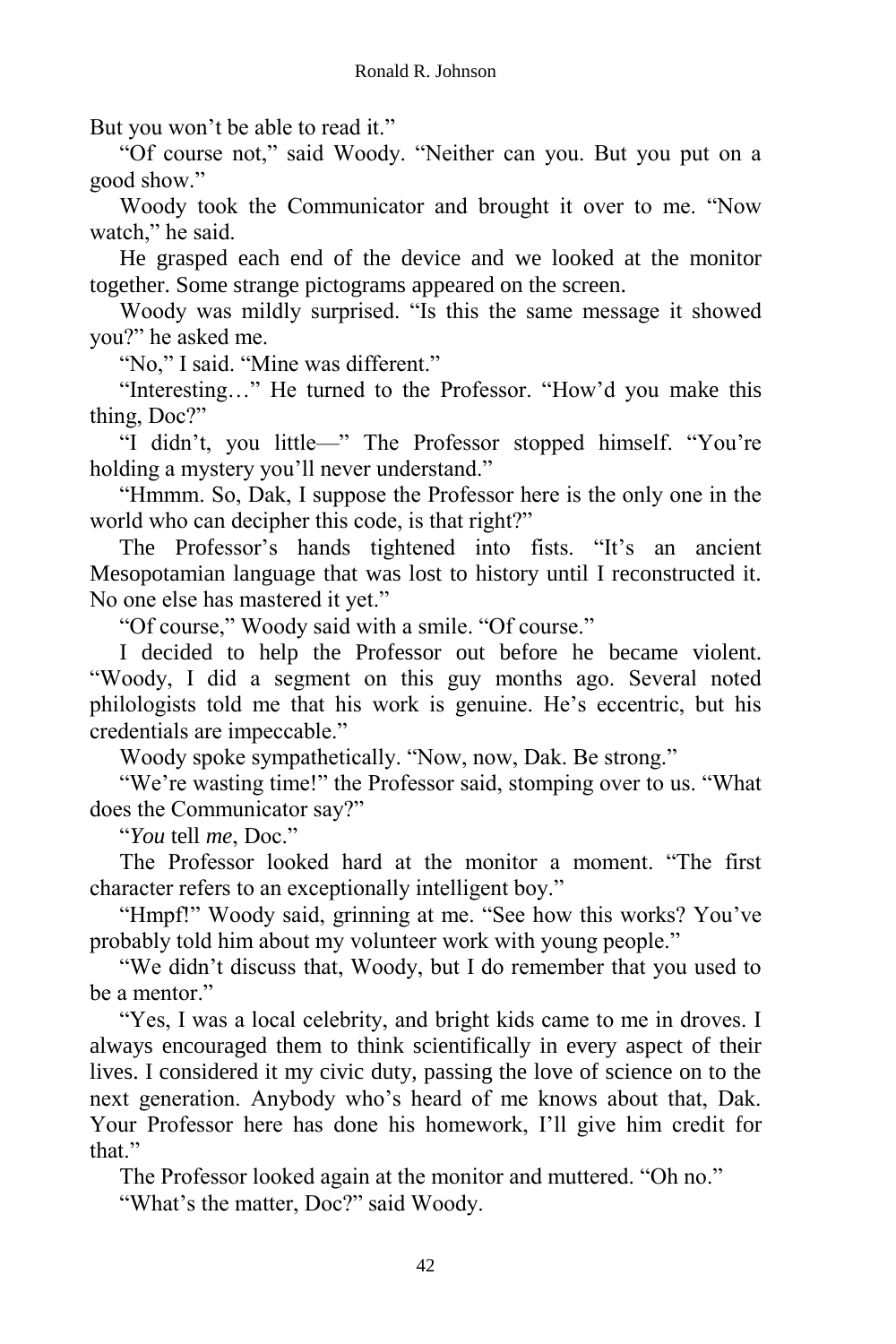But you won’t be able to read it.”

“Of course not,” said Woody. “Neither can you. But you put on a good show.”

Woody took the Communicator and brought it over to me. “Now watch,” he said.

He grasped each end of the device and we looked at the monitor together. Some strange pictograms appeared on the screen.

Woody was mildly surprised. “Is this the same message it showed you?” he asked me.

“No,” I said. “Mine was different.”

“Interesting…” He turned to the Professor. “How’d you make this thing, Doc?”

“I didn’t, you little—” The Professor stopped himself. “You’re holding a mystery you’ll never understand.”

“Hmmm. So, Dak, I suppose the Professor here is the only one in the world who can decipher this code, is that right?”

The Professor’s hands tightened into fists. “It’s an ancient Mesopotamian language that was lost to history until I reconstructed it. No one else has mastered it yet.”

“Of course,” Woody said with a smile. “Of course.”

I decided to help the Professor out before he became violent. “Woody, I did a segment on this guy months ago. Several noted philologists told me that his work is genuine. He’s eccentric, but his credentials are impeccable.”

Woody spoke sympathetically. “Now, now, Dak. Be strong.”

“We’re wasting time!” the Professor said, stomping over to us. “What does the Communicator say?”

“*You* tell *me*, Doc.”

The Professor looked hard at the monitor a moment. “The first character refers to an exceptionally intelligent boy.”

“Hmpf!” Woody said, grinning at me. “See how this works? You’ve probably told him about my volunteer work with young people.”

“We didn’t discuss that, Woody, but I do remember that you used to be a mentor.”

“Yes, I was a local celebrity, and bright kids came to me in droves. I always encouraged them to think scientifically in every aspect of their lives. I considered it my civic duty, passing the love of science on to the next generation. Anybody who’s heard of me knows about that, Dak. Your Professor here has done his homework, I’ll give him credit for that.”

The Professor looked again at the monitor and muttered. “Oh no.”

“What’s the matter, Doc?” said Woody.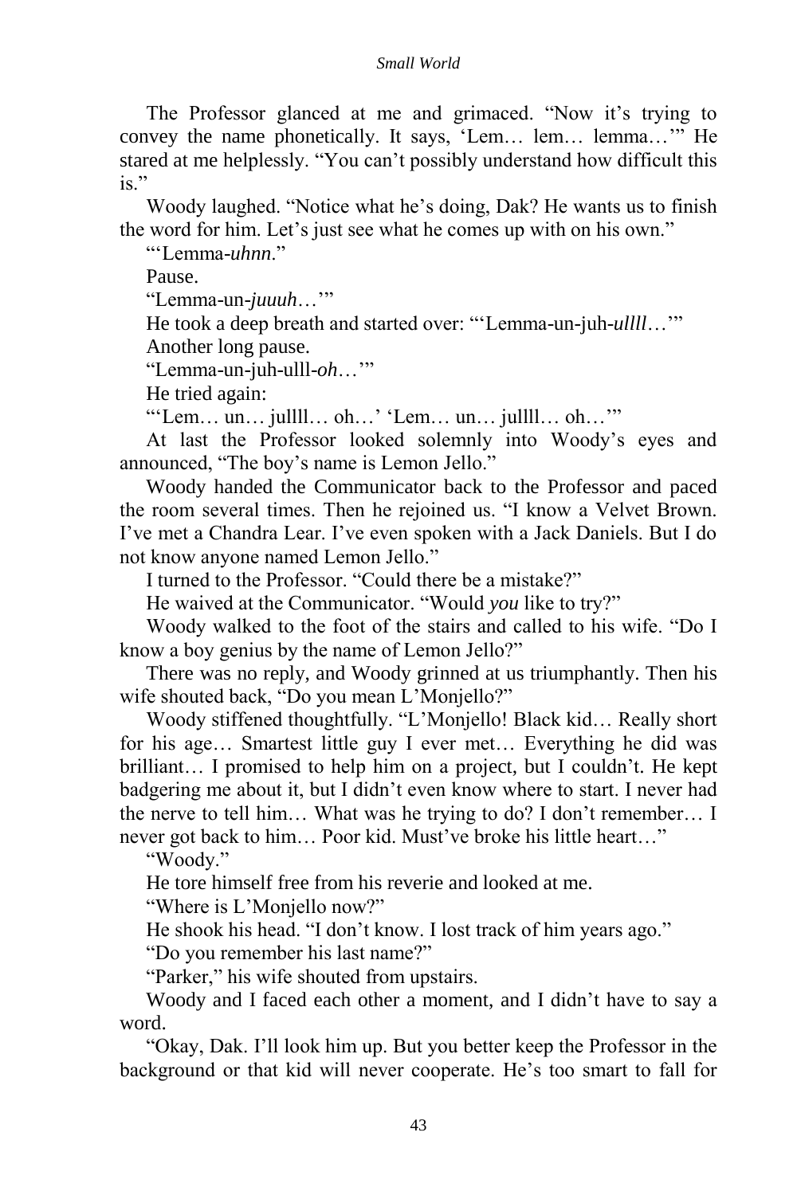The Professor glanced at me and grimaced. "Now it's trying to convey the name phonetically. It says, 'Lem… lem… lemma…'" He stared at me helplessly. "You can't possibly understand how difficult this is."

Woody laughed. "Notice what he's doing, Dak? He wants us to finish the word for him. Let's just see what he comes up with on his own."

"'Lemma-*uhnn*."

Pause.

"Lemma-un-*juuuh*…'"

He took a deep breath and started over: "'Lemma-un-juh-*ullll*…'"

Another long pause.

"Lemma-un-juh-ulll-*oh*…'"

He tried again:

"'Lem… un… jullll… oh…' 'Lem… un… jullll… oh…'"

At last the Professor looked solemnly into Woody's eyes and announced, "The boy's name is Lemon Jello."

Woody handed the Communicator back to the Professor and paced the room several times. Then he rejoined us. "I know a Velvet Brown. I've met a Chandra Lear. I've even spoken with a Jack Daniels. But I do not know anyone named Lemon Jello."

I turned to the Professor. "Could there be a mistake?"

He waived at the Communicator. "Would *you* like to try?"

Woody walked to the foot of the stairs and called to his wife. "Do I know a boy genius by the name of Lemon Jello?"

There was no reply, and Woody grinned at us triumphantly. Then his wife shouted back, "Do you mean L'Monjello?"

Woody stiffened thoughtfully. "L'Monjello! Black kid… Really short for his age… Smartest little guy I ever met… Everything he did was brilliant… I promised to help him on a project, but I couldn't. He kept badgering me about it, but I didn't even know where to start. I never had the nerve to tell him… What was he trying to do? I don't remember… I never got back to him… Poor kid. Must've broke his little heart…"

"Woody."

He tore himself free from his reverie and looked at me.

"Where is L'Monjello now?"

He shook his head. "I don't know. I lost track of him years ago."

"Do you remember his last name?"

"Parker," his wife shouted from upstairs.

Woody and I faced each other a moment, and I didn't have to say a word.

"Okay, Dak. I'll look him up. But you better keep the Professor in the background or that kid will never cooperate. He's too smart to fall for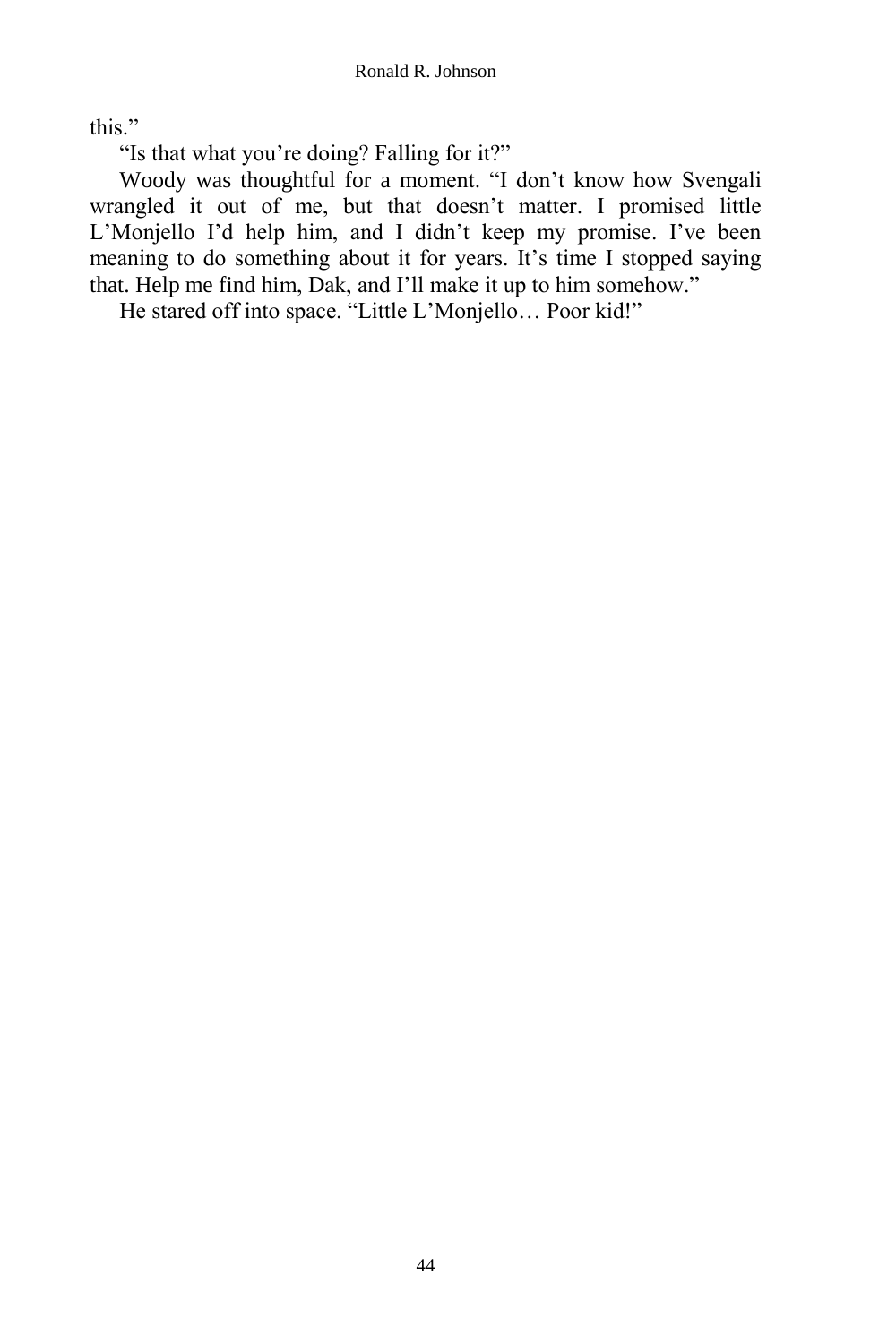this."

"Is that what you're doing? Falling for it?"

Woody was thoughtful for a moment. "I don't know how Svengali wrangled it out of me, but that doesn't matter. I promised little L'Monjello I'd help him, and I didn't keep my promise. I've been meaning to do something about it for years. It's time I stopped saying that. Help me find him, Dak, and I'll make it up to him somehow."

He stared off into space. "Little L'Monjello… Poor kid!"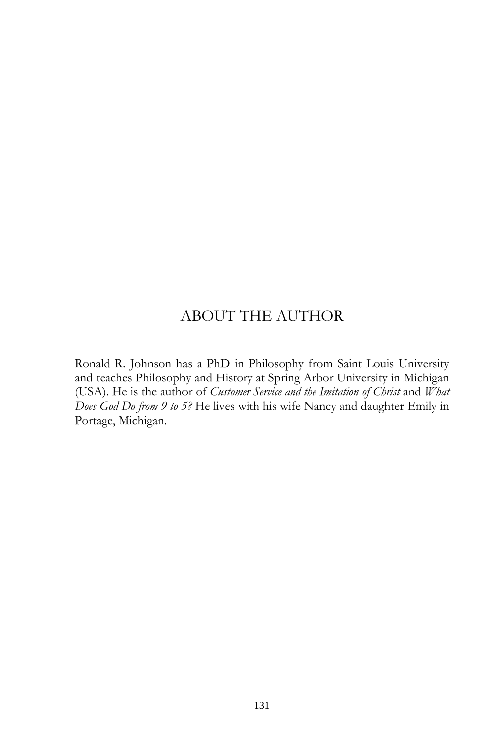# ABOUT THE AUTHOR

Ronald R. Johnson has a PhD in Philosophy from Saint Louis University and teaches Philosophy and History at Spring Arbor University in Michigan (USA). He is the author of *Customer Service and the Imitation of Christ* and *What Does God Do from 9 to 5?* He lives with his wife Nancy and daughter Emily in Portage, Michigan.